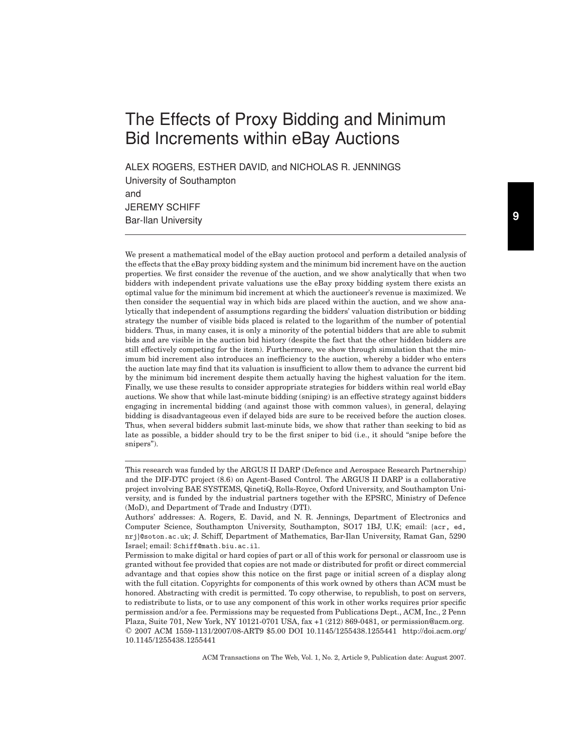# The Effects of Proxy Bidding and Minimum Bid Increments within eBay Auctions

ALEX ROGERS, ESTHER DAVID, and NICHOLAS R. JENNINGS
University of Southampton
and
JEREMY SCHIFF
Bar-Ilan University

We present a mathematical model of the eBay auction protocol and perform a detailed analysis of the effects that the eBay proxy bidding system and the minimum bid increment have on the auction properties. We first consider the revenue of the auction, and we show analytically that when two bidders with independent private valuations use the eBay proxy bidding system there exists an optimal value for the minimum bid increment at which the auctioneer's revenue is maximized. We then consider the sequential way in which bids are placed within the auction, and we show analytically that independent of assumptions regarding the bidders' valuation distribution or bidding strategy the number of visible bids placed is related to the logarithm of the number of potential bidders. Thus, in many cases, it is only a minority of the potential bidders that are able to submit bids and are visible in the auction bid history (despite the fact that the other hidden bidders are still effectively competing for the item). Furthermore, we show through simulation that the minimum bid increment also introduces an inefficiency to the auction, whereby a bidder who enters the auction late may find that its valuation is insufficient to allow them to advance the current bid by the minimum bid increment despite them actually having the highest valuation for the item. Finally, we use these results to consider appropriate strategies for bidders within real world eBay auctions. We show that while last-minute bidding (sniping) is an effective strategy against bidders engaging in incremental bidding (and against those with common values), in general, delaying bidding is disadvantageous even if delayed bids are sure to be received before the auction closes. Thus, when several bidders submit last-minute bids, we show that rather than seeking to bid as late as possible, a bidder should try to be the first sniper to bid (i.e., it should "snipe before the snipers").

---

This research was funded by the ARGUS II DARP (Defence and Aerospace Research Partnership) and the DIF-DTC project (8.6) on Agent-Based Control. The ARGUS II DARP is a collaborative project involving BAE SYSTEMS, QinetiQ, Rolls-Royce, Oxford University, and Southampton University, and is funded by the industrial partners together with the EPSRC, Ministry of Defence (MoD), and Department of Trade and Industry (DTI).

Authors' addresses: A. Rogers, E. David, and N. R. Jennings, Department of Electronics and Computer Science, Southampton University, Southampton, SO17 1BJ, U.K; email: {acr, ed, nrj}@soton.ac.uk; J. Schiff, Department of Mathematics, Bar-Ilan University, Ramat Gan, 5290 Israel; email: Schiff@math.biu.ac.il.

Permission to make digital or hard copies of part or all of this work for personal or classroom use is granted without fee provided that copies are not made or distributed for profit or direct commercial advantage and that copies show this notice on the first page or initial screen of a display along with the full citation. Copyrights for components of this work owned by others than ACM must be honored. Abstracting with credit is permitted. To copy otherwise, to republish, to post on servers, to redistribute to lists, or to use any component of this work in other works requires prior specific permission and/or a fee. Permissions may be requested from Publications Dept., ACM, Inc., 2 Penn Plaza, Suite 701, New York, NY 10121-0701 USA, fax +1 (212) 869-0481, or permission@acm.org.
© 2007 ACM 1559-1131/2007/08-ART9 $5.00 DOI 10.1145/1255438.1255441 http://doi.acm.org/10.1145/1255438.1255441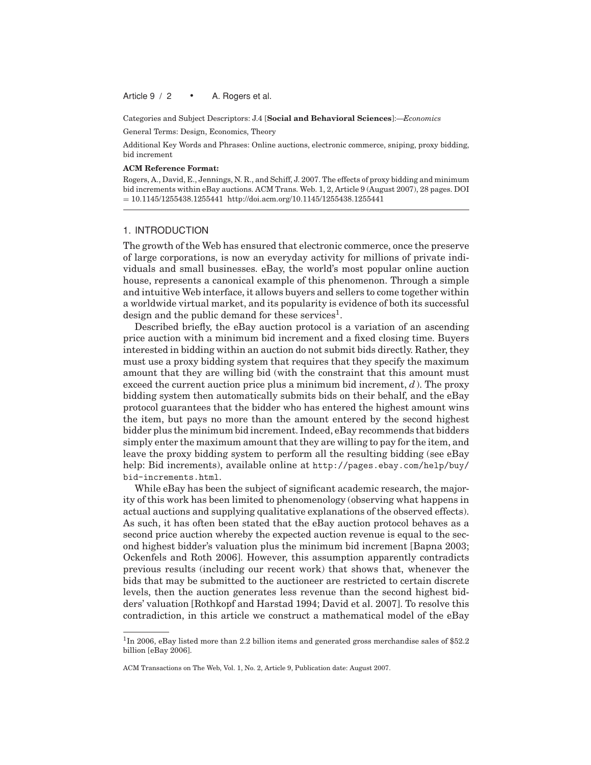Categories and Subject Descriptors: J.4 [**Social and Behavioral Sciences**]:—*Economics*

General Terms: Design, Economics, Theory

Additional Key Words and Phrases: Online auctions, electronic commerce, sniping, proxy bidding, bid increment

**ACM Reference Format:**

Rogers, A., David, E., Jennings, N. R., and Schiff, J. 2007. The effects of proxy bidding and minimum bid increments within eBay auctions. ACM Trans. Web. 1, 2, Article 9 (August 2007), 28 pages. DOI = 10.1145/1255438.1255441 http://doi.acm.org/10.1145/1255438.1255441

## 1. INTRODUCTION

The growth of the Web has ensured that electronic commerce, once the preserve of large corporations, is now an everyday activity for millions of private individuals and small businesses. eBay, the world's most popular online auction house, represents a canonical example of this phenomenon. Through a simple and intuitive Web interface, it allows buyers and sellers to come together within a worldwide virtual market, and its popularity is evidence of both its successful design and the public demand for these services[1].

Described briefly, the eBay auction protocol is a variation of an ascending price auction with a minimum bid increment and a fixed closing time. Buyers interested in bidding within an auction do not submit bids directly. Rather, they must use a proxy bidding system that requires that they specify the maximum amount that they are willing bid (with the constraint that this amount must exceed the current auction price plus a minimum bid increment, $d$). The proxy bidding system then automatically submits bids on their behalf, and the eBay protocol guarantees that the bidder who has entered the highest amount wins the item, but pays no more than the amount entered by the second highest bidder plus the minimum bid increment. Indeed, eBay recommends that bidders simply enter the maximum amount that they are willing to pay for the item, and leave the proxy bidding system to perform all the resulting bidding (see eBay help: Bid increments), available online at http://pages.ebay.com/help/buy/bid-increments.html.

While eBay has been the subject of significant academic research, the majority of this work has been limited to phenomenology (observing what happens in actual auctions and supplying qualitative explanations of the observed effects). As such, it has often been stated that the eBay auction protocol behaves as a second price auction whereby the expected auction revenue is equal to the second highest bidder's valuation plus the minimum bid increment [Bapna 2003; Ockenfels and Roth 2006]. However, this assumption apparently contradicts previous results (including our recent work) that shows that, whenever the bids that may be submitted to the auctioneer are restricted to certain discrete levels, then the auction generates less revenue than the second highest bidders' valuation [Rothkopf and Harstad 1994; David et al. 2007]. To resolve this contradiction, in this article we construct a mathematical model of the eBay

[1] In 2006, eBay listed more than 2.2 billion items and generated gross merchandise sales of $52.2 billion [eBay 2006].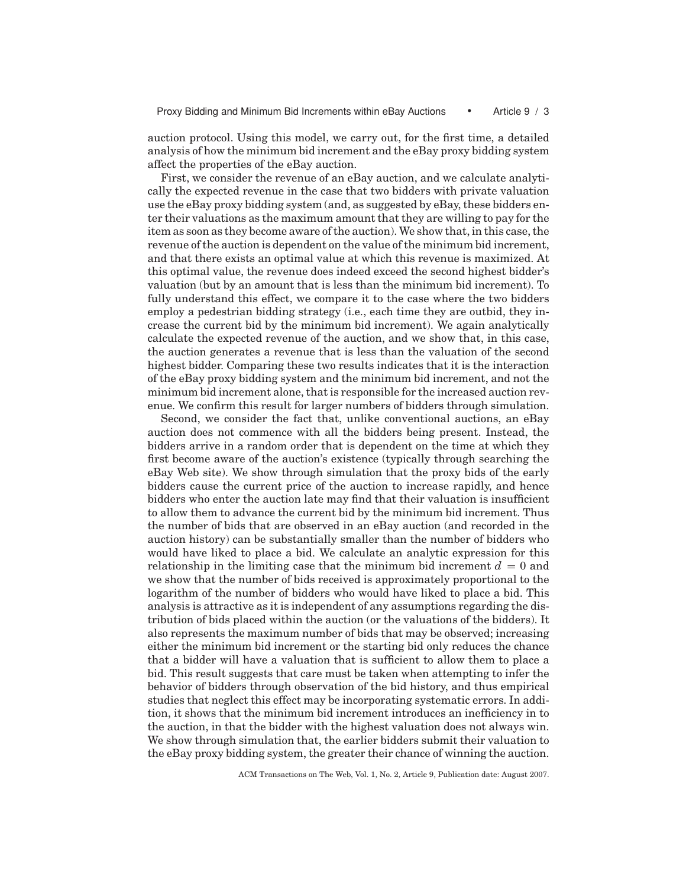auction protocol. Using this model, we carry out, for the first time, a detailed analysis of how the minimum bid increment and the eBay proxy bidding system affect the properties of the eBay auction.

First, we consider the revenue of an eBay auction, and we calculate analytically the expected revenue in the case that two bidders with private valuation use the eBay proxy bidding system (and, as suggested by eBay, these bidders enter their valuations as the maximum amount that they are willing to pay for the item as soon as they become aware of the auction). We show that, in this case, the revenue of the auction is dependent on the value of the minimum bid increment, and that there exists an optimal value at which this revenue is maximized. At this optimal value, the revenue does indeed exceed the second highest bidder's valuation (but by an amount that is less than the minimum bid increment). To fully understand this effect, we compare it to the case where the two bidders employ a pedestrian bidding strategy (i.e., each time they are outbid, they increase the current bid by the minimum bid increment). We again analytically calculate the expected revenue of the auction, and we show that, in this case, the auction generates a revenue that is less than the valuation of the second highest bidder. Comparing these two results indicates that it is the interaction of the eBay proxy bidding system and the minimum bid increment, and not the minimum bid increment alone, that is responsible for the increased auction revenue. We confirm this result for larger numbers of bidders through simulation.

Second, we consider the fact that, unlike conventional auctions, an eBay auction does not commence with all the bidders being present. Instead, the bidders arrive in a random order that is dependent on the time at which they first become aware of the auction's existence (typically through searching the eBay Web site). We show through simulation that the proxy bids of the early bidders cause the current price of the auction to increase rapidly, and hence bidders who enter the auction late may find that their valuation is insufficient to allow them to advance the current bid by the minimum bid increment. Thus the number of bids that are observed in an eBay auction (and recorded in the auction history) can be substantially smaller than the number of bidders who would have liked to place a bid. We calculate an analytic expression for this relationship in the limiting case that the minimum bid increment $d = 0$ and we show that the number of bids received is approximately proportional to the logarithm of the number of bidders who would have liked to place a bid. This analysis is attractive as it is independent of any assumptions regarding the distribution of bids placed within the auction (or the valuations of the bidders). It also represents the maximum number of bids that may be observed; increasing either the minimum bid increment or the starting bid only reduces the chance that a bidder will have a valuation that is sufficient to allow them to place a bid. This result suggests that care must be taken when attempting to infer the behavior of bidders through observation of the bid history, and thus empirical studies that neglect this effect may be incorporating systematic errors. In addition, it shows that the minimum bid increment introduces an inefficiency in to the auction, in that the bidder with the highest valuation does not always win. We show through simulation that, the earlier bidders submit their valuation to the eBay proxy bidding system, the greater their chance of winning the auction.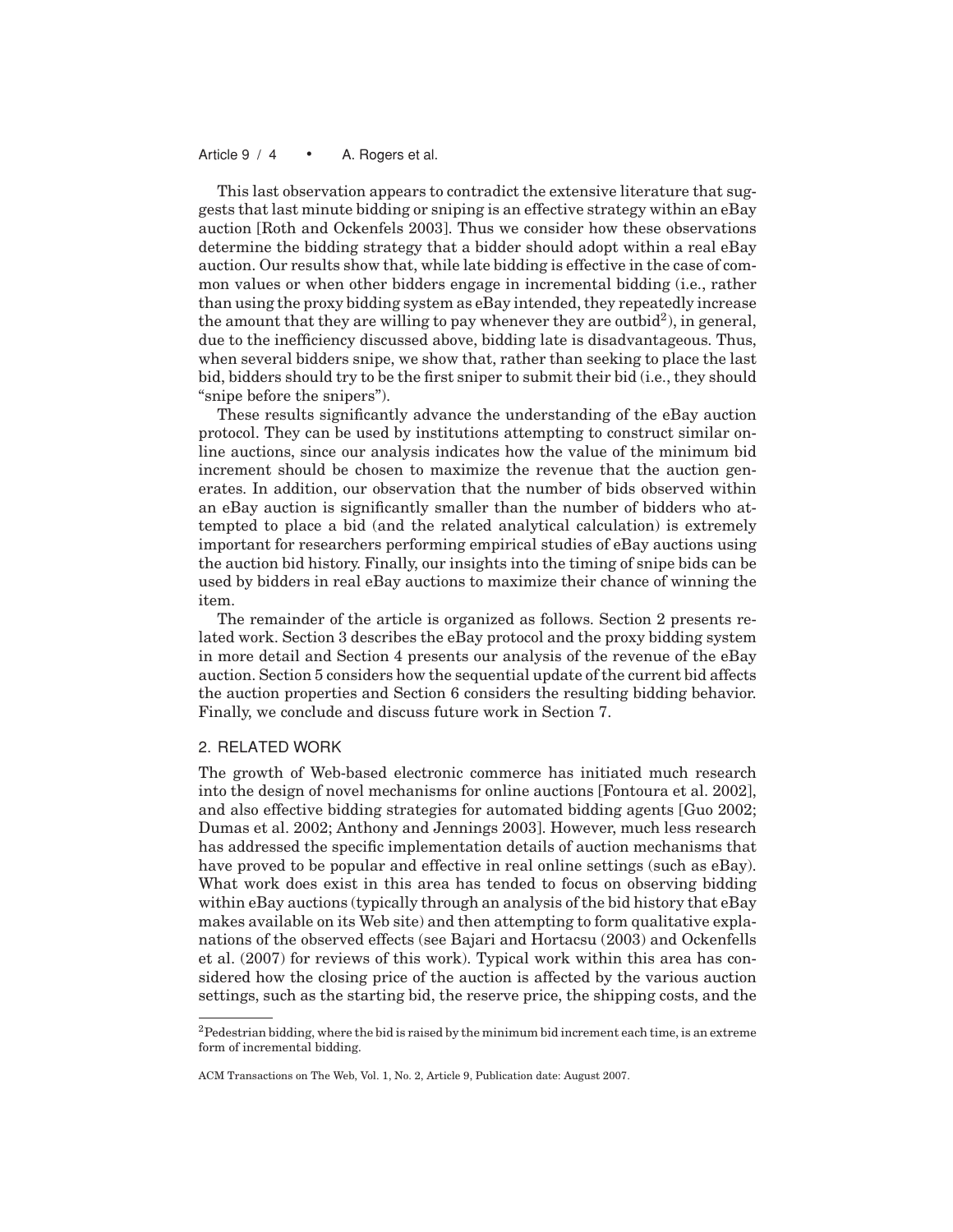This last observation appears to contradict the extensive literature that suggests that last minute bidding or sniping is an effective strategy within an eBay auction [Roth and Ockenfels 2003]. Thus we consider how these observations determine the bidding strategy that a bidder should adopt within a real eBay auction. Our results show that, while late bidding is effective in the case of common values or when other bidders engage in incremental bidding (i.e., rather than using the proxy bidding system as eBay intended, they repeatedly increase the amount that they are willing to pay whenever they are outbid[2]), in general, due to the inefficiency discussed above, bidding late is disadvantageous. Thus, when several bidders snipe, we show that, rather than seeking to place the last bid, bidders should try to be the first sniper to submit their bid (i.e., they should "snipe before the snipers").

These results significantly advance the understanding of the eBay auction protocol. They can be used by institutions attempting to construct similar online auctions, since our analysis indicates how the value of the minimum bid increment should be chosen to maximize the revenue that the auction generates. In addition, our observation that the number of bids observed within an eBay auction is significantly smaller than the number of bidders who attempted to place a bid (and the related analytical calculation) is extremely important for researchers performing empirical studies of eBay auctions using the auction bid history. Finally, our insights into the timing of snipe bids can be used by bidders in real eBay auctions to maximize their chance of winning the item.

The remainder of the article is organized as follows. Section 2 presents related work. Section 3 describes the eBay protocol and the proxy bidding system in more detail and Section 4 presents our analysis of the revenue of the eBay auction. Section 5 considers how the sequential update of the current bid affects the auction properties and Section 6 considers the resulting bidding behavior. Finally, we conclude and discuss future work in Section 7.

## 2. RELATED WORK

The growth of Web-based electronic commerce has initiated much research into the design of novel mechanisms for online auctions [Fontoura et al. 2002], and also effective bidding strategies for automated bidding agents [Guo 2002; Dumas et al. 2002; Anthony and Jennings 2003]. However, much less research has addressed the specific implementation details of auction mechanisms that have proved to be popular and effective in real online settings (such as eBay). What work does exist in this area has tended to focus on observing bidding within eBay auctions (typically through an analysis of the bid history that eBay makes available on its Web site) and then attempting to form qualitative explanations of the observed effects (see Bajari and Hortacsu (2003) and Ockenfels et al. (2007) for reviews of this work). Typical work within this area has considered how the closing price of the auction is affected by the various auction settings, such as the starting bid, the reserve price, the shipping costs, and the

---

[2] Pedestrian bidding, where the bid is raised by the minimum bid increment each time, is an extreme form of incremental bidding.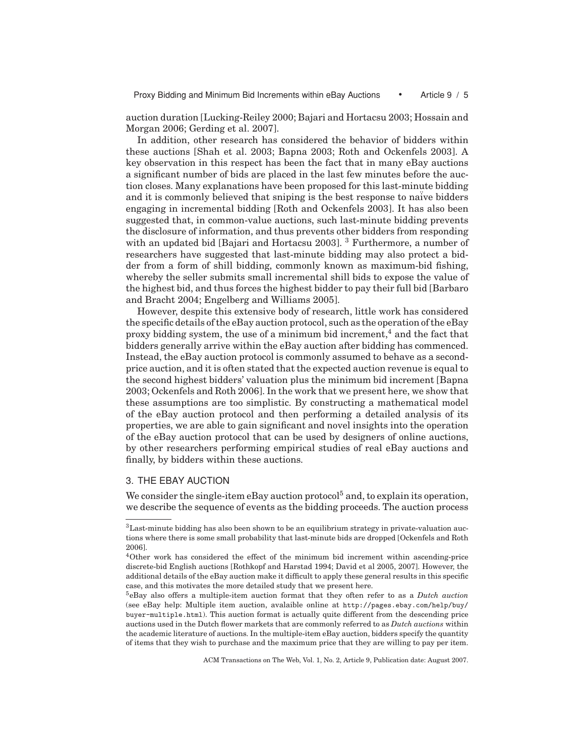auction duration [Lucking-Reiley 2000; Bajari and Hortacsu 2003; Hossain and Morgan 2006; Gerding et al. 2007].

In addition, other research has considered the behavior of bidders within these auctions [Shah et al. 2003; Bapna 2003; Roth and Ockenfels 2003]. A key observation in this respect has been the fact that in many eBay auctions a significant number of bids are placed in the last few minutes before the auction closes. Many explanations have been proposed for this last-minute bidding and it is commonly believed that sniping is the best response to naïve bidders engaging in incremental bidding [Roth and Ockenfels 2003]. It has also been suggested that, in common-value auctions, such last-minute bidding prevents the disclosure of information, and thus prevents other bidders from responding with an updated bid [Bajari and Hortacsu 2003]. [3] Furthermore, a number of researchers have suggested that last-minute bidding may also protect a bidder from a form of shill bidding, commonly known as maximum-bid fishing, whereby the seller submits small incremental shill bids to expose the value of the highest bid, and thus forces the highest bidder to pay their full bid [Barbaro and Bracht 2004; Engelberg and Williams 2005].

However, despite this extensive body of research, little work has considered the specific details of the eBay auction protocol, such as the operation of the eBay proxy bidding system, the use of a minimum bid increment,[4] and the fact that bidders generally arrive within the eBay auction after bidding has commenced. Instead, the eBay auction protocol is commonly assumed to behave as a second-price auction, and it is often stated that the expected auction revenue is equal to the second highest bidders' valuation plus the minimum bid increment [Bapna 2003; Ockenfels and Roth 2006]. In the work that we present here, we show that these assumptions are too simplistic. By constructing a mathematical model of the eBay auction protocol and then performing a detailed analysis of its properties, we are able to gain significant and novel insights into the operation of the eBay auction protocol that can be used by designers of online auctions, by other researchers performing empirical studies of real eBay auctions and finally, by bidders within these auctions.

## 3. THE EBAY AUCTION

We consider the single-item eBay auction protocol[5] and, to explain its operation, we describe the sequence of events as the bidding proceeds. The auction process

---

[3] Last-minute bidding has also been shown to be an equilibrium strategy in private-valuation auctions where there is some small probability that last-minute bids are dropped [Ockenfels and Roth 2006].

[4] Other work has considered the effect of the minimum bid increment within ascending-price discrete-bid English auctions [Rothkopf and Harstad 1994; David et al 2005, 2007]. However, the additional details of the eBay auction make it difficult to apply these general results in this specific case, and this motivates the more detailed study that we present here.

[5] eBay also offers a multiple-item auction format that they often refer to as a *Dutch auction* (see eBay help: Multiple item auction, avalaible online at http://pages.ebay.com/help/buy/buyer-multiple.html). This auction format is actually quite different from the descending price auctions used in the Dutch flower markets that are commonly referred to as *Dutch auctions* within the academic literature of auctions. In the multiple-item eBay auction, bidders specify the quantity of items that they wish to purchase and the maximum price that they are willing to pay per item.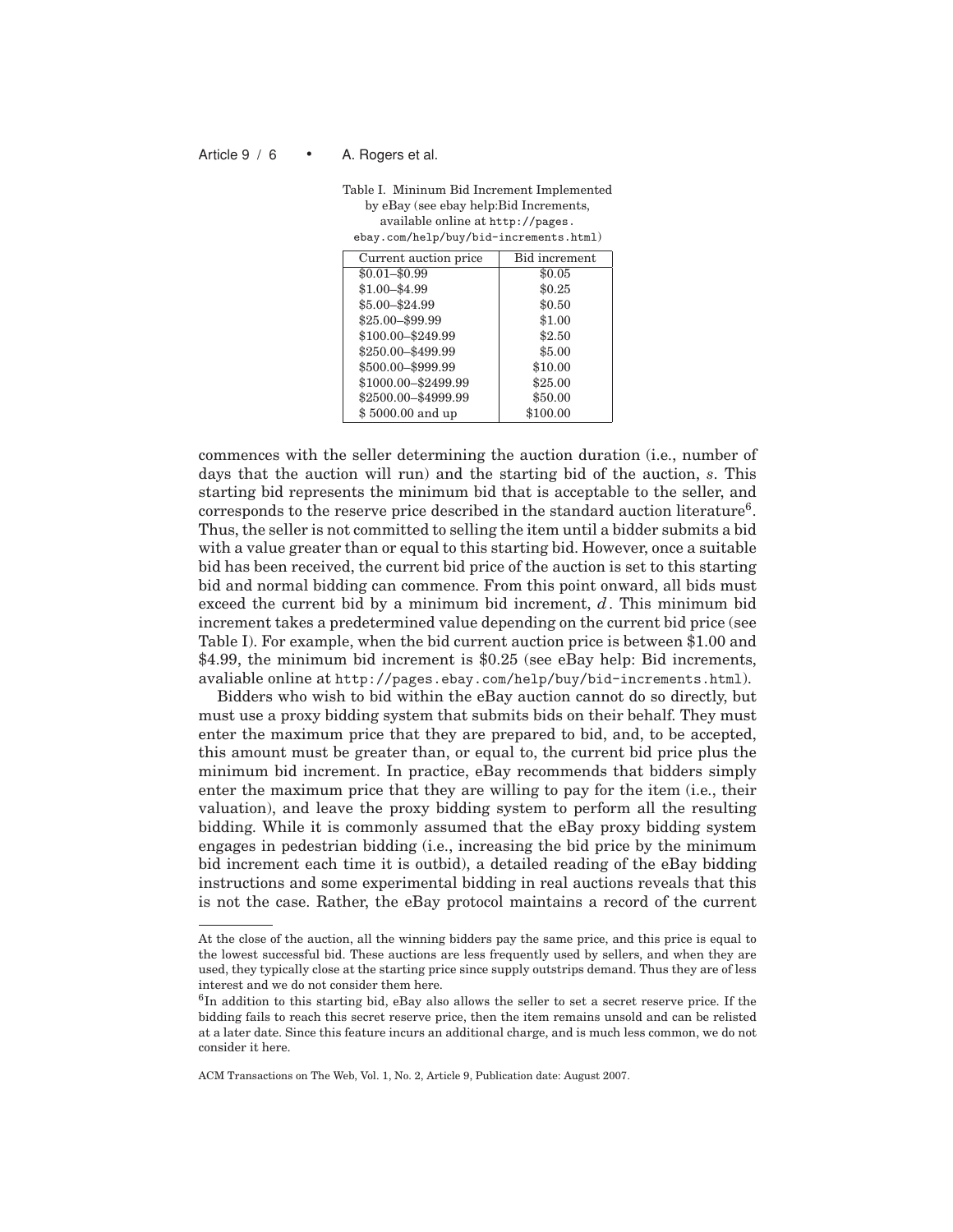Table I. Mininum Bid Increment Implemented by eBay (see ebay help:Bid Increments, available online at http://pages.ebay.com/help/buy/bid-increments.html)

| Current auction price | Bid increment |
|---|---|
| $0.01–$0.99 | $0.05 |
| $1.00–$4.99 | $0.25 |
| $5.00–$24.99 | $0.50 |
| $25.00–$99.99 | $1.00 |
| $100.00–$249.99 | $2.50 |
| $250.00–$499.99 | $5.00 |
| $500.00–$999.99 | $10.00 |
| $1000.00–$2499.99 | $25.00 |
| $2500.00–$4999.99 | $50.00 |
| $ 5000.00 and up | $100.00 |

commences with the seller determining the auction duration (i.e., number of days that the auction will run) and the starting bid of the auction, $s$. This starting bid represents the minimum bid that is acceptable to the seller, and corresponds to the reserve price described in the standard auction literature[6]. Thus, the seller is not committed to selling the item until a bidder submits a bid with a value greater than or equal to this starting bid. However, once a suitable bid has been received, the current bid price of the auction is set to this starting bid and normal bidding can commence. From this point onward, all bids must exceed the current bid by a minimum bid increment, $d$. This minimum bid increment takes a predetermined value depending on the current bid price (see Table I). For example, when the bid current auction price is between $1.00 and $4.99, the minimum bid increment is $0.25 (see eBay help: Bid increments, avaliable online at http://pages.ebay.com/help/buy/bid-increments.html).

Bidders who wish to bid within the eBay auction cannot do so directly, but must use a proxy bidding system that submits bids on their behalf. They must enter the maximum price that they are prepared to bid, and, to be accepted, this amount must be greater than, or equal to, the current bid price plus the minimum bid increment. In practice, eBay recommends that bidders simply enter the maximum price that they are willing to pay for the item (i.e., their valuation), and leave the proxy bidding system to perform all the resulting bidding. While it is commonly assumed that the eBay proxy bidding system engages in pedestrian bidding (i.e., increasing the bid price by the minimum bid increment each time it is outbid), a detailed reading of the eBay bidding instructions and some experimental bidding in real auctions reveals that this is not the case. Rather, the eBay protocol maintains a record of the current

---

At the close of the auction, all the winning bidders pay the same price, and this price is equal to the lowest successful bid. These auctions are less frequently used by sellers, and when they are used, they typically close at the starting price since supply outstrips demand. Thus they are of less interest and we do not consider them here.

[6]In addition to this starting bid, eBay also allows the seller to set a secret reserve price. If the bidding fails to reach this secret reserve price, then the item remains unsold and can be relisted at a later date. Since this feature incurs an additional charge, and is much less common, we do not consider it here.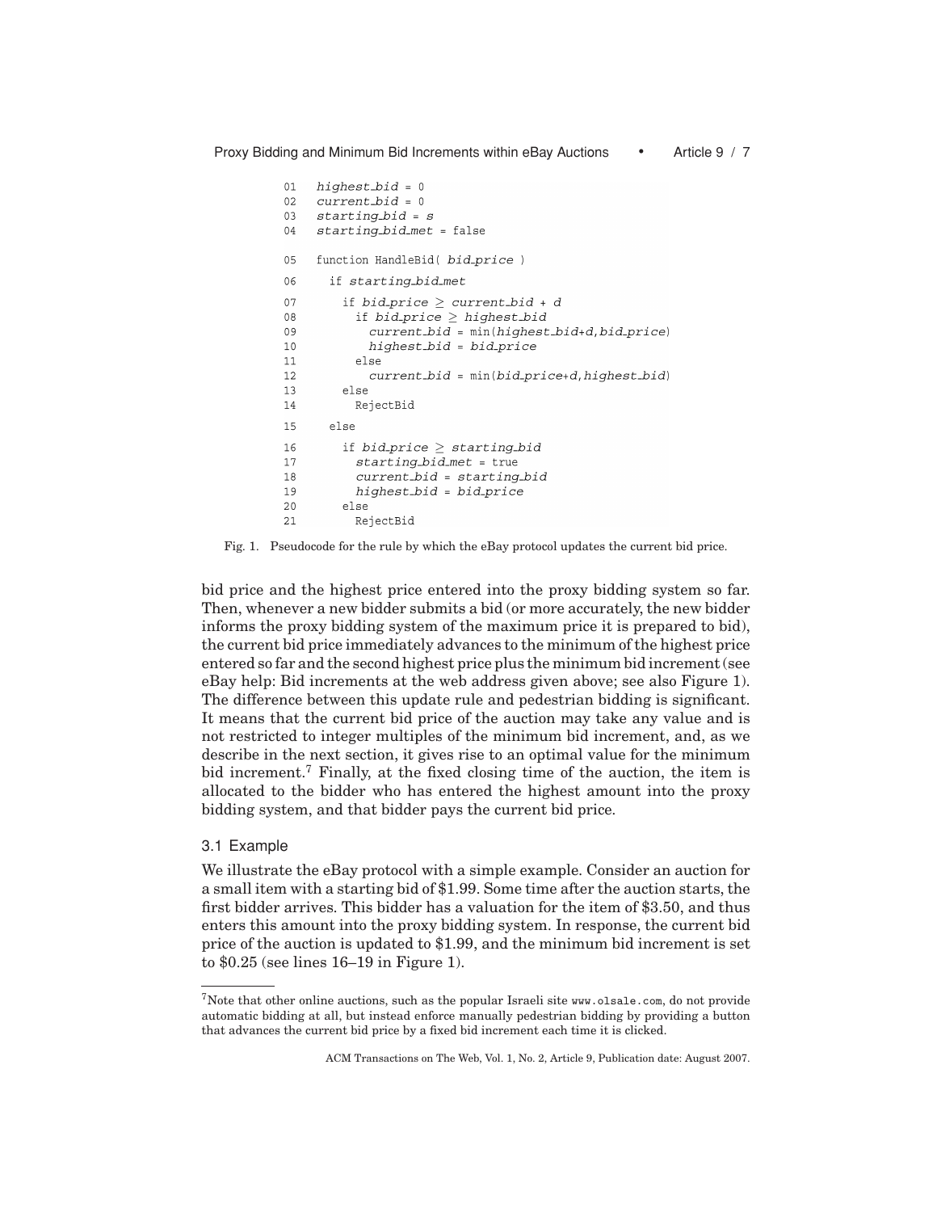```
01  highest_bid = 0
02  current_bid = 0
03  starting_bid = s
04  starting_bid_met = false

05  function HandleBid( bid_price )
06    if starting_bid_met
07      if bid_price ≥ current_bid + d
08        if bid_price ≥ highest_bid
09          current_bid = min(highest_bid+d,bid_price)
10          highest_bid = bid_price
11        else
12          current_bid = min(bid_price+d,highest_bid)
13      else
14        RejectBid
15    else
16      if bid_price ≥ starting_bid
17        starting_bid_met = true
18        current_bid = starting_bid
19        highest_bid = bid_price
20      else
21        RejectBid
```

Fig. 1. Pseudocode for the rule by which the eBay protocol updates the current bid price.

bid price and the highest price entered into the proxy bidding system so far. Then, whenever a new bidder submits a bid (or more accurately, the new bidder informs the proxy bidding system of the maximum price it is prepared to bid), the current bid price immediately advances to the minimum of the highest price entered so far and the second highest price plus the minimum bid increment (see eBay help: Bid increments at the web address given above; see also Figure 1). The difference between this update rule and pedestrian bidding is significant. It means that the current bid price of the auction may take any value and is not restricted to integer multiples of the minimum bid increment, and, as we describe in the next section, it gives rise to an optimal value for the minimum bid increment.[7] Finally, at the fixed closing time of the auction, the item is allocated to the bidder who has entered the highest amount into the proxy bidding system, and that bidder pays the current bid price.

### 3.1 Example

We illustrate the eBay protocol with a simple example. Consider an auction for a small item with a starting bid of \$1.99. Some time after the auction starts, the first bidder arrives. This bidder has a valuation for the item of \$3.50, and thus enters this amount into the proxy bidding system. In response, the current bid price of the auction is updated to \$1.99, and the minimum bid increment is set to \$0.25 (see lines 16–19 in Figure 1).

[7] Note that other online auctions, such as the popular Israeli site www.olsale.com, do not provide automatic bidding at all, but instead enforce manually pedestrian bidding by providing a button that advances the current bid price by a fixed bid increment each time it is clicked.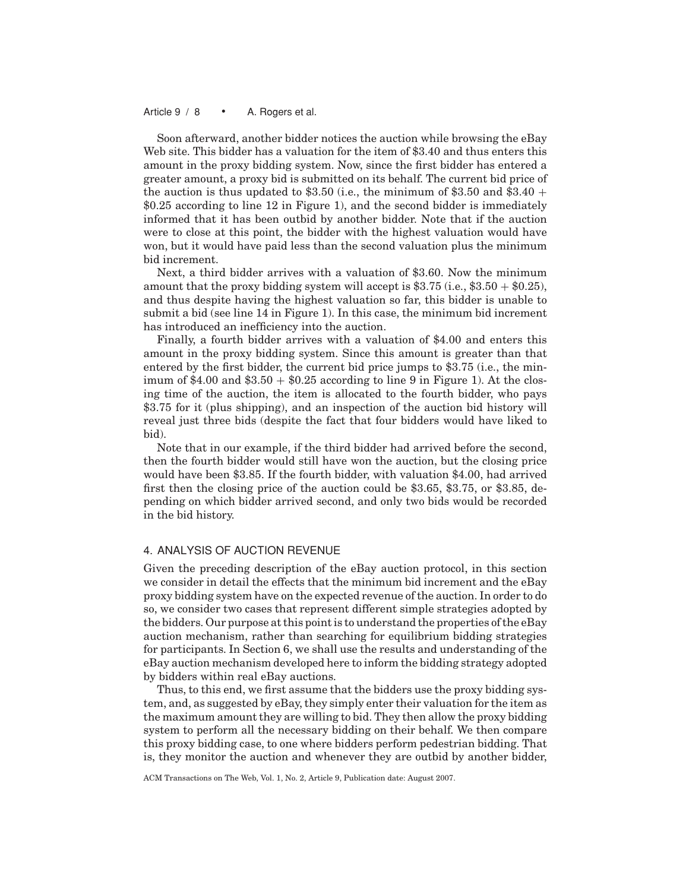Soon afterward, another bidder notices the auction while browsing the eBay Web site. This bidder has a valuation for the item of \$3.40 and thus enters this amount in the proxy bidding system. Now, since the first bidder has entered a greater amount, a proxy bid is submitted on its behalf. The current bid price of the auction is thus updated to \$3.50 (i.e., the minimum of \$3.50 and \$3.40 + \$0.25 according to line 12 in Figure 1), and the second bidder is immediately informed that it has been outbid by another bidder. Note that if the auction were to close at this point, the bidder with the highest valuation would have won, but it would have paid less than the second valuation plus the minimum bid increment.

Next, a third bidder arrives with a valuation of \$3.60. Now the minimum amount that the proxy bidding system will accept is \$3.75 (i.e., \$3.50 + \$0.25), and thus despite having the highest valuation so far, this bidder is unable to submit a bid (see line 14 in Figure 1). In this case, the minimum bid increment has introduced an inefficiency into the auction.

Finally, a fourth bidder arrives with a valuation of \$4.00 and enters this amount in the proxy bidding system. Since this amount is greater than that entered by the first bidder, the current bid price jumps to \$3.75 (i.e., the minimum of \$4.00 and \$3.50 + \$0.25 according to line 9 in Figure 1). At the closing time of the auction, the item is allocated to the fourth bidder, who pays \$3.75 for it (plus shipping), and an inspection of the auction bid history will reveal just three bids (despite the fact that four bidders would have liked to bid).

Note that in our example, if the third bidder had arrived before the second, then the fourth bidder would still have won the auction, but the closing price would have been \$3.85. If the fourth bidder, with valuation \$4.00, had arrived first then the closing price of the auction could be \$3.65, \$3.75, or \$3.85, depending on which bidder arrived second, and only two bids would be recorded in the bid history.

## 4. ANALYSIS OF AUCTION REVENUE

Given the preceding description of the eBay auction protocol, in this section we consider in detail the effects that the minimum bid increment and the eBay proxy bidding system have on the expected revenue of the auction. In order to do so, we consider two cases that represent different simple strategies adopted by the bidders. Our purpose at this point is to understand the properties of the eBay auction mechanism, rather than searching for equilibrium bidding strategies for participants. In Section 6, we shall use the results and understanding of the eBay auction mechanism developed here to inform the bidding strategy adopted by bidders within real eBay auctions.

Thus, to this end, we first assume that the bidders use the proxy bidding system, and, as suggested by eBay, they simply enter their valuation for the item as the maximum amount they are willing to bid. They then allow the proxy bidding system to perform all the necessary bidding on their behalf. We then compare this proxy bidding case, to one where bidders perform pedestrian bidding. That is, they monitor the auction and whenever they are outbid by another bidder,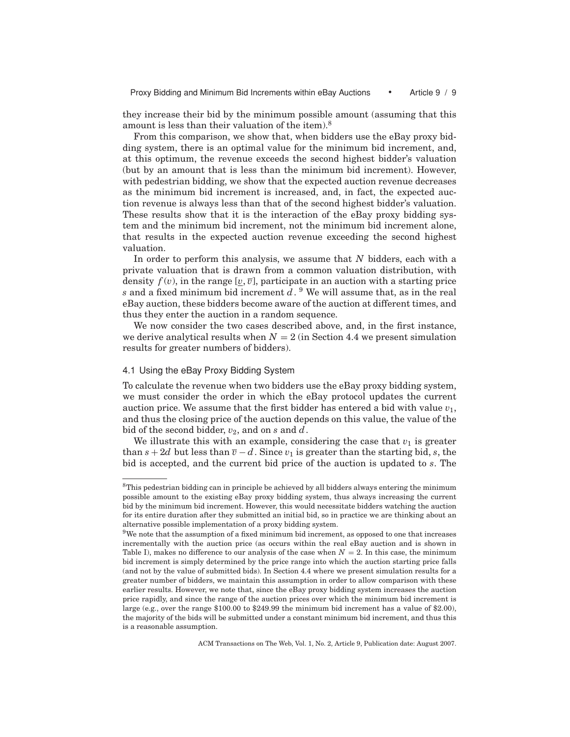they increase their bid by the minimum possible amount (assuming that this amount is less than their valuation of the item).[8]

From this comparison, we show that, when bidders use the eBay proxy bidding system, there is an optimal value for the minimum bid increment, and, at this optimum, the revenue exceeds the second highest bidder's valuation (but by an amount that is less than the minimum bid increment). However, with pedestrian bidding, we show that the expected auction revenue decreases as the minimum bid increment is increased, and, in fact, the expected auction revenue is always less than that of the second highest bidder's valuation. These results show that it is the interaction of the eBay proxy bidding system and the minimum bid increment, not the minimum bid increment alone, that results in the expected auction revenue exceeding the second highest valuation.

In order to perform this analysis, we assume that $N$ bidders, each with a private valuation that is drawn from a common valuation distribution, with density $f(v)$, in the range $[\underline{v}, \overline{v}]$, participate in an auction with a starting price $s$ and a fixed minimum bid increment $d$.[9] We will assume that, as in the real eBay auction, these bidders become aware of the auction at different times, and thus they enter the auction in a random sequence.

We now consider the two cases described above, and, in the first instance, we derive analytical results when $N = 2$ (in Section 4.4 we present simulation results for greater numbers of bidders).

## 4.1 Using the eBay Proxy Bidding System

To calculate the revenue when two bidders use the eBay proxy bidding system, we must consider the order in which the eBay protocol updates the current auction price. We assume that the first bidder has entered a bid with value $v_1$, and thus the closing price of the auction depends on this value, the value of the bid of the second bidder, $v_2$, and on $s$ and $d$.

We illustrate this with an example, considering the case that $v_1$ is greater than $s + 2d$ but less than $\overline{v} - d$. Since $v_1$ is greater than the starting bid, $s$, the bid is accepted, and the current bid price of the auction is updated to $s$. The

---

[8] This pedestrian bidding can in principle be achieved by all bidders always entering the minimum possible amount to the existing eBay proxy bidding system, thus always increasing the current bid by the minimum bid increment. However, this would necessitate bidders watching the auction for its entire duration after they submitted an initial bid, so in practice we are thinking about an alternative possible implementation of a proxy bidding system.

[9] We note that the assumption of a fixed minimum bid increment, as opposed to one that increases incrementally with the auction price (as occurs within the real eBay auction and is shown in Table I), makes no difference to our analysis of the case when $N = 2$. In this case, the minimum bid increment is simply determined by the price range into which the auction starting price falls (and not by the value of submitted bids). In Section 4.4 where we present simulation results for a greater number of bidders, we maintain this assumption in order to allow comparison with these earlier results. However, we note that, since the eBay proxy bidding system increases the auction price rapidly, and since the range of the auction prices over which the minimum bid increment is large (e.g., over the range \$100.00 to \$249.99 the minimum bid increment has a value of \$2.00), the majority of the bids will be submitted under a constant minimum bid increment, and thus this is a reasonable assumption.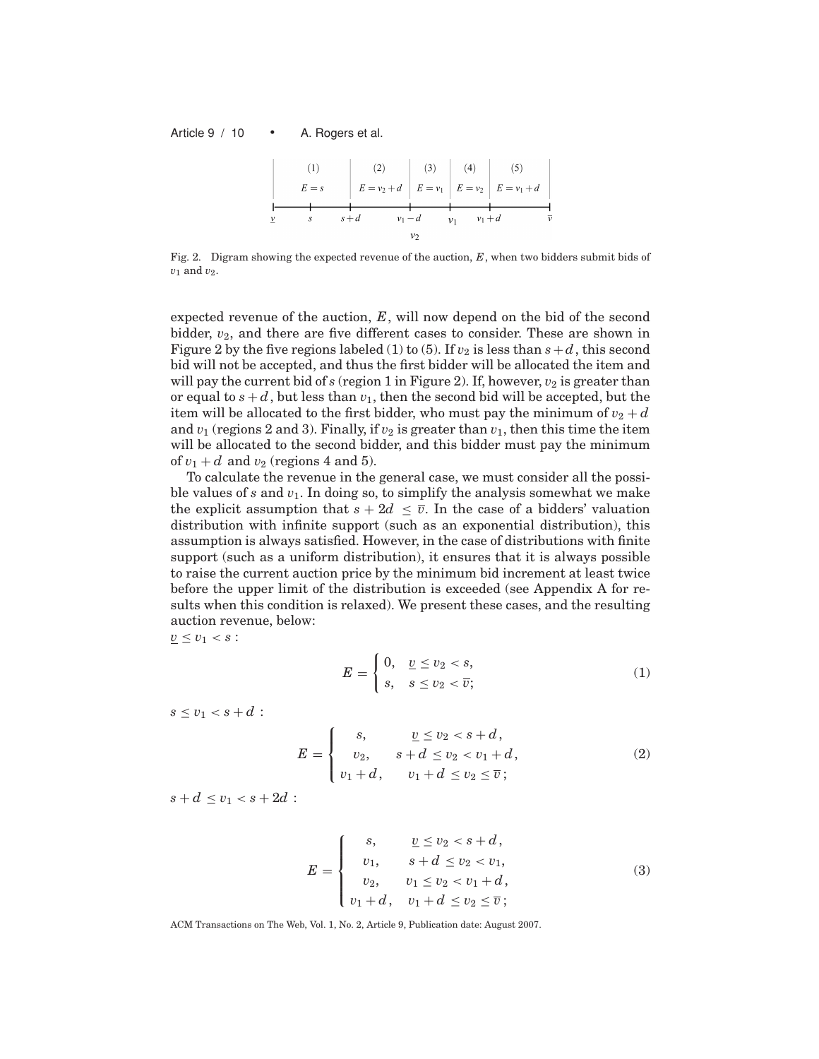(1) $E = s$ | (2) $E = v_2 + d$ | (3) $E = v_1$ | (4) $E = v_2$ | (5) $E = v_1 + d$

$\underline{v}$ — $s$ — $s+d$ — $v_1 - d$ — $v_1$ — $v_1 + d$ — $\overline{v}$

$v_2$

Fig. 2. Digram showing the expected revenue of the auction, $E$, when two bidders submit bids of $v_1$ and $v_2$.

expected revenue of the auction, $E$, will now depend on the bid of the second bidder, $v_2$, and there are five different cases to consider. These are shown in Figure 2 by the five regions labeled (1) to (5). If $v_2$ is less than $s+d$, this second bid will not be accepted, and thus the first bidder will be allocated the item and will pay the current bid of $s$ (region 1 in Figure 2). If, however, $v_2$ is greater than or equal to $s+d$, but less than $v_1$, then the second bid will be accepted, but the item will be allocated to the first bidder, who must pay the minimum of $v_2 + d$ and $v_1$ (regions 2 and 3). Finally, if $v_2$ is greater than $v_1$, then this time the item will be allocated to the second bidder, and this bidder must pay the minimum of $v_1 + d$ and $v_2$ (regions 4 and 5).

To calculate the revenue in the general case, we must consider all the possible values of $s$ and $v_1$. In doing so, to simplify the analysis somewhat we make the explicit assumption that $s + 2d \leq \overline{v}$. In the case of a bidders' valuation distribution with infinite support (such as an exponential distribution), this assumption is always satisfied. However, in the case of distributions with finite support (such as a uniform distribution), it ensures that it is always possible to raise the current auction price by the minimum bid increment at least twice before the upper limit of the distribution is exceeded (see Appendix A for results when this condition is relaxed). We present these cases, and the resulting auction revenue, below:

$\underline{v} \leq v_1 < s$ :

$$E = \begin{cases} 0, & \underline{v} \leq v_2 < s, \\ s, & s \leq v_2 < \overline{v}; \end{cases} \tag{1}$$

$s \leq v_1 < s + d$ :

$$E = \begin{cases} s, & \underline{v} \leq v_2 < s + d, \\ v_2, & s + d \leq v_2 < v_1 + d, \\ v_1 + d, & v_1 + d \leq v_2 \leq \overline{v}; \end{cases} \tag{2}$$

$s + d \leq v_1 < s + 2d$ :

$$E = \begin{cases} s, & \underline{v} \leq v_2 < s + d, \\ v_1, & s + d \leq v_2 < v_1, \\ v_2, & v_1 \leq v_2 < v_1 + d, \\ v_1 + d, & v_1 + d \leq v_2 \leq \overline{v}; \end{cases} \tag{3}$$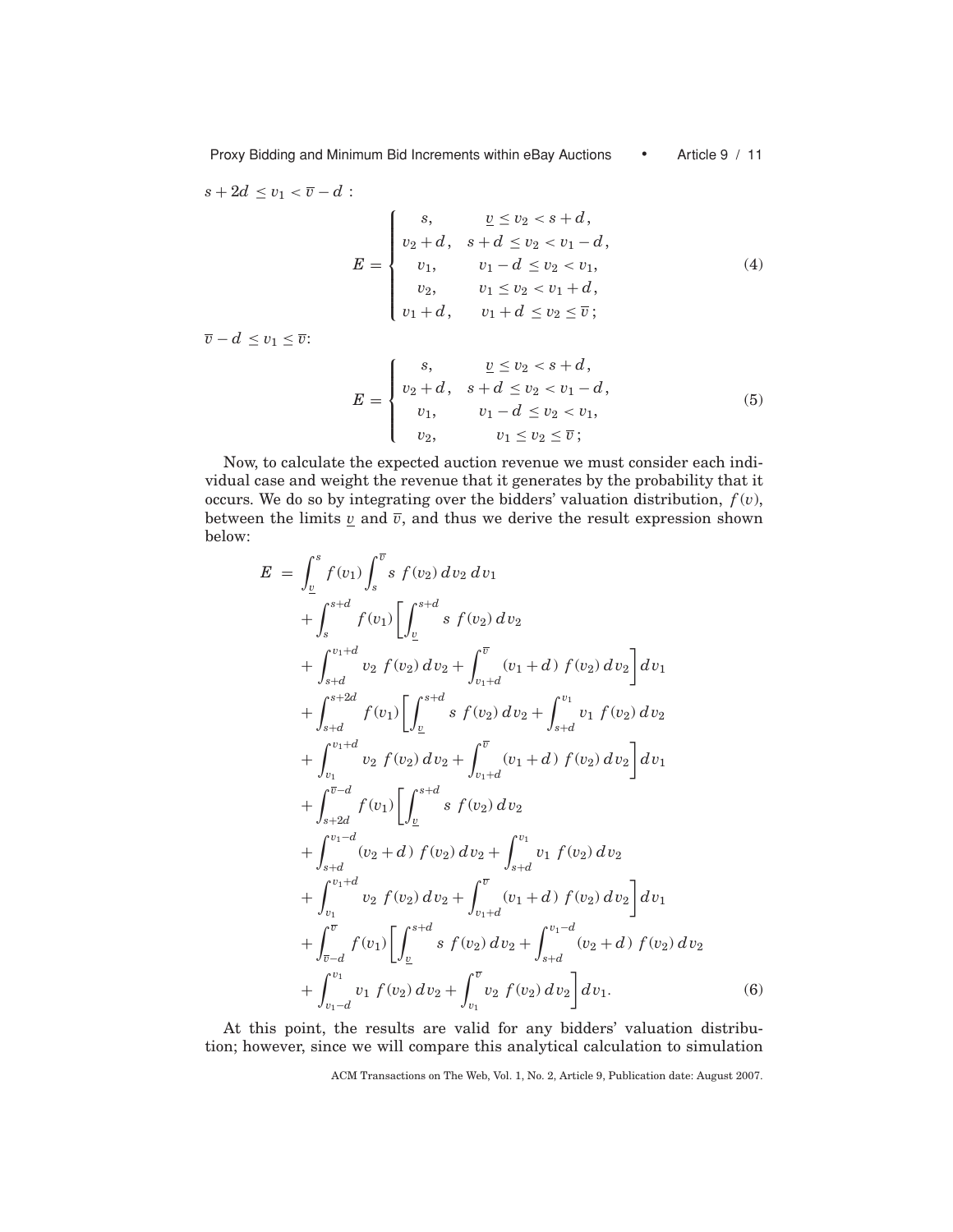$s + 2d \le v_1 < \overline{v} - d$ :

$$
E = \begin{cases} s, & \underline{v} \le v_2 < s + d, \\ v_2 + d, & s + d \le v_2 < v_1 - d, \\ v_1, & v_1 - d \le v_2 < v_1, \\ v_2, & v_1 \le v_2 < v_1 + d, \\ v_1 + d, & v_1 + d \le v_2 \le \overline{v}; \end{cases} \tag{4}
$$

$\overline{v} - d \le v_1 \le \overline{v}$:

$$
E = \begin{cases} s, & \underline{v} \le v_2 < s + d, \\ v_2 + d, & s + d \le v_2 < v_1 - d, \\ v_1, & v_1 - d \le v_2 < v_1, \\ v_2, & v_1 \le v_2 \le \overline{v}; \end{cases} \tag{5}
$$

Now, to calculate the expected auction revenue we must consider each individual case and weight the revenue that it generates by the probability that it occurs. We do so by integrating over the bidders' valuation distribution, $f(v)$, between the limits $\underline{v}$ and $\overline{v}$, and thus we derive the result expression shown below:

$$
\begin{aligned}
E = & \int_{\underline{v}}^{s} f(v_1) \int_{s}^{\overline{v}} s \ f(v_2)\, dv_2\, dv_1 \\
& + \int_{s}^{s+d} f(v_1) \left[ \int_{\underline{v}}^{s+d} s \ f(v_2)\, dv_2 \right. \\
& \left. + \int_{s+d}^{v_1+d} v_2 \ f(v_2)\, dv_2 + \int_{v_1+d}^{\overline{v}} (v_1 + d)\ f(v_2)\, dv_2 \right] dv_1 \\
& + \int_{s+d}^{s+2d} f(v_1) \left[ \int_{\underline{v}}^{s+d} s \ f(v_2)\, dv_2 + \int_{s+d}^{v_1} v_1 \ f(v_2)\, dv_2 \right. \\
& \left. + \int_{v_1}^{v_1+d} v_2 \ f(v_2)\, dv_2 + \int_{v_1+d}^{\overline{v}} (v_1 + d)\ f(v_2)\, dv_2 \right] dv_1 \\
& + \int_{s+2d}^{\overline{v}-d} f(v_1) \left[ \int_{\underline{v}}^{s+d} s \ f(v_2)\, dv_2 \right. \\
& + \int_{s+d}^{v_1-d} (v_2 + d)\ f(v_2)\, dv_2 + \int_{s+d}^{v_1} v_1 \ f(v_2)\, dv_2 \\
& \left. + \int_{v_1}^{v_1+d} v_2 \ f(v_2)\, dv_2 + \int_{v_1+d}^{\overline{v}} (v_1 + d)\ f(v_2)\, dv_2 \right] dv_1 \\
& + \int_{\overline{v}-d}^{\overline{v}} f(v_1) \left[ \int_{\underline{v}}^{s+d} s \ f(v_2)\, dv_2 + \int_{s+d}^{v_1-d} (v_2 + d)\ f(v_2)\, dv_2 \right. \\
& \left. + \int_{v_1-d}^{v_1} v_1 \ f(v_2)\, dv_2 + \int_{v_1}^{\overline{v}} v_2 \ f(v_2)\, dv_2 \right] dv_1.
\end{aligned} \tag{6}
$$

At this point, the results are valid for any bidders' valuation distribution; however, since we will compare this analytical calculation to simulation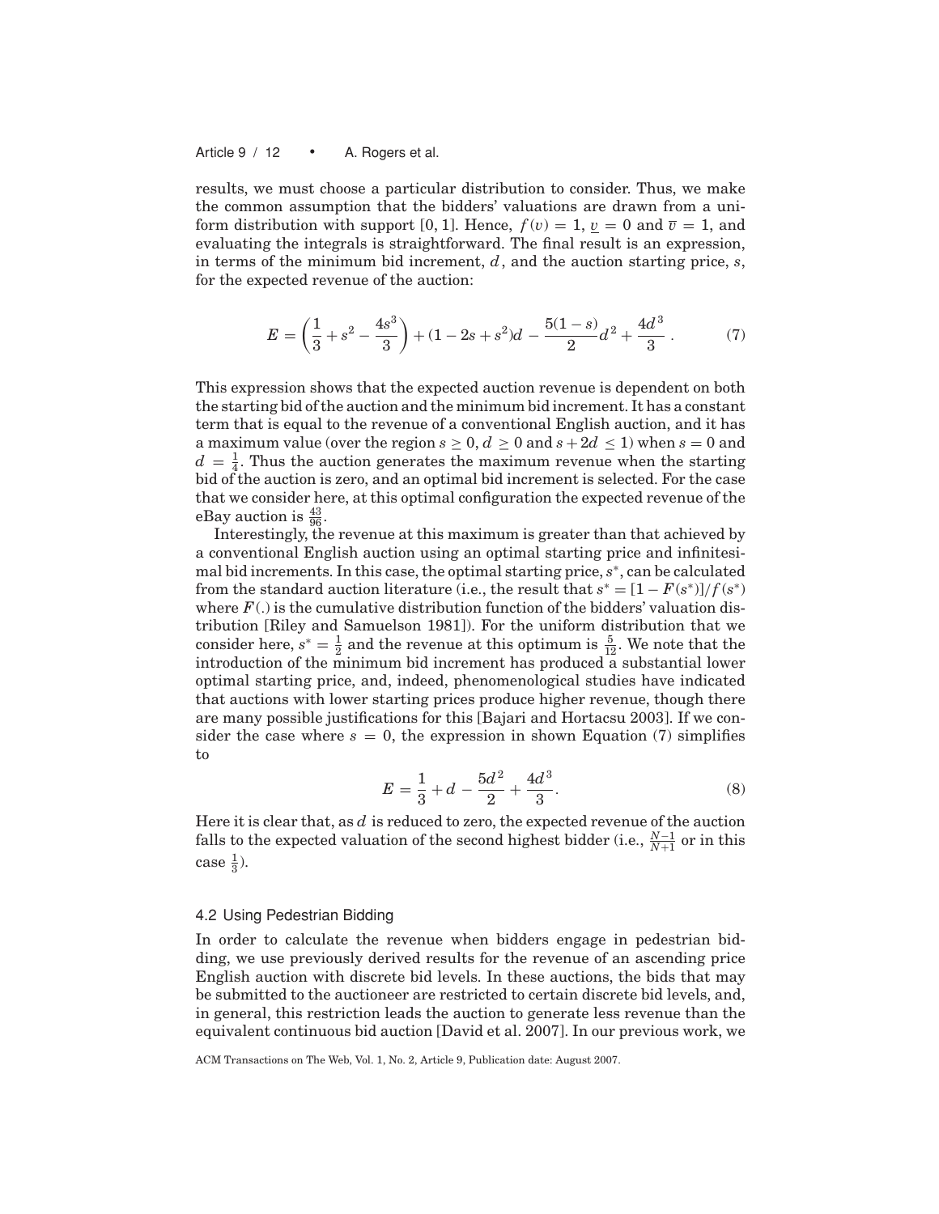results, we must choose a particular distribution to consider. Thus, we make the common assumption that the bidders' valuations are drawn from a uniform distribution with support [0, 1]. Hence, $f(v) = 1$, $\underline{v} = 0$ and $\overline{v} = 1$, and evaluating the integrals is straightforward. The final result is an expression, in terms of the minimum bid increment, $d$, and the auction starting price, $s$, for the expected revenue of the auction:

$$E = \left(\frac{1}{3} + s^2 - \frac{4s^3}{3}\right) + (1 - 2s + s^2)d - \frac{5(1-s)}{2}d^2 + \frac{4d^3}{3}. \tag{7}$$

This expression shows that the expected auction revenue is dependent on both the starting bid of the auction and the minimum bid increment. It has a constant term that is equal to the revenue of a conventional English auction, and it has a maximum value (over the region $s \geq 0$, $d \geq 0$ and $s + 2d \leq 1$) when $s = 0$ and $d = \frac{1}{4}$. Thus the auction generates the maximum revenue when the starting bid of the auction is zero, and an optimal bid increment is selected. For the case that we consider here, at this optimal configuration the expected revenue of the eBay auction is $\frac{43}{96}$.

Interestingly, the revenue at this maximum is greater than that achieved by a conventional English auction using an optimal starting price and infinitesimal bid increments. In this case, the optimal starting price, $s^*$, can be calculated from the standard auction literature (i.e., the result that $s^* = [1 - F(s^*)]/f(s^*)$ where $F(.)$ is the cumulative distribution function of the bidders' valuation distribution [Riley and Samuelson 1981]). For the uniform distribution that we consider here, $s^* = \frac{1}{2}$ and the revenue at this optimum is $\frac{5}{12}$. We note that the introduction of the minimum bid increment has produced a substantial lower optimal starting price, and, indeed, phenomenological studies have indicated that auctions with lower starting prices produce higher revenue, though there are many possible justifications for this [Bajari and Hortacsu 2003]. If we consider the case where $s = 0$, the expression in shown Equation (7) simplifies to

$$E = \frac{1}{3} + d - \frac{5d^2}{2} + \frac{4d^3}{3}. \tag{8}$$

Here it is clear that, as $d$ is reduced to zero, the expected revenue of the auction falls to the expected valuation of the second highest bidder (i.e., $\frac{N-1}{N+1}$ or in this case $\frac{1}{3}$).

### 4.2 Using Pedestrian Bidding

In order to calculate the revenue when bidders engage in pedestrian bidding, we use previously derived results for the revenue of an ascending price English auction with discrete bid levels. In these auctions, the bids that may be submitted to the auctioneer are restricted to certain discrete bid levels, and, in general, this restriction leads the auction to generate less revenue than the equivalent continuous bid auction [David et al. 2007]. In our previous work, we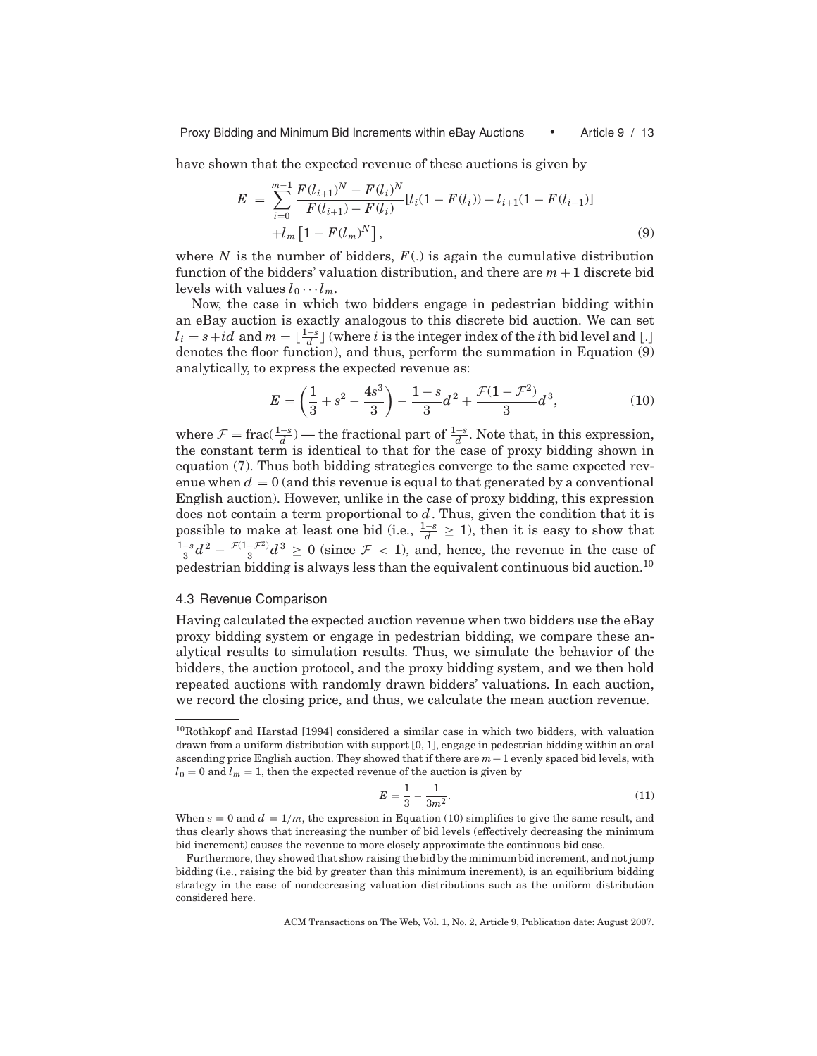have shown that the expected revenue of these auctions is given by

$$E = \sum_{i=0}^{m-1} \frac{F(l_{i+1})^N - F(l_i)^N}{F(l_{i+1}) - F(l_i)} [l_i(1 - F(l_i)) - l_{i+1}(1 - F(l_{i+1})] + l_m \left[1 - F(l_m)^N\right], \tag{9}$$

where $N$ is the number of bidders, $F(.)$ is again the cumulative distribution function of the bidders' valuation distribution, and there are $m + 1$ discrete bid levels with values $l_0 \cdots l_m$.

Now, the case in which two bidders engage in pedestrian bidding within an eBay auction is exactly analogous to this discrete bid auction. We can set $l_i = s + id$ and $m = \lfloor \frac{1-s}{d} \rfloor$ (where $i$ is the integer index of the $i$th bid level and $\lfloor . \rfloor$ denotes the floor function), and thus, perform the summation in Equation (9) analytically, to express the expected revenue as:

$$E = \left(\frac{1}{3} + s^2 - \frac{4s^3}{3}\right) - \frac{1-s}{3}d^2 + \frac{\mathcal{F}(1 - \mathcal{F}^2)}{3}d^3, \tag{10}$$

where $\mathcal{F} = \text{frac}(\frac{1-s}{d})$ — the fractional part of $\frac{1-s}{d}$. Note that, in this expression, the constant term is identical to that for the case of proxy bidding shown in equation (7). Thus both bidding strategies converge to the same expected revenue when $d = 0$ (and this revenue is equal to that generated by a conventional English auction). However, unlike in the case of proxy bidding, this expression does not contain a term proportional to $d$. Thus, given the condition that it is possible to make at least one bid (i.e., $\frac{1-s}{d} \geq 1$), then it is easy to show that $\frac{1-s}{3}d^2 - \frac{\mathcal{F}(1-\mathcal{F}^2)}{3}d^3 \geq 0$ (since $\mathcal{F} < 1$), and, hence, the revenue in the case of pedestrian bidding is always less than the equivalent continuous bid auction.[10]

### 4.3 Revenue Comparison

Having calculated the expected auction revenue when two bidders use the eBay proxy bidding system or engage in pedestrian bidding, we compare these analytical results to simulation results. Thus, we simulate the behavior of the bidders, the auction protocol, and the proxy bidding system, and we then hold repeated auctions with randomly drawn bidders' valuations. In each auction, we record the closing price, and thus, we calculate the mean auction revenue.

---

[10] Rothkopf and Harstad [1994] considered a similar case in which two bidders, with valuation drawn from a uniform distribution with support [0, 1], engage in pedestrian bidding within an oral ascending price English auction. They showed that if there are $m + 1$ evenly spaced bid levels, with $l_0 = 0$ and $l_m = 1$, then the expected revenue of the auction is given by

$$E = \frac{1}{3} - \frac{1}{3m^2}. \tag{11}$$

When $s = 0$ and $d = 1/m$, the expression in Equation (10) simplifies to give the same result, and thus clearly shows that increasing the number of bid levels (effectively decreasing the minimum bid increment) causes the revenue to more closely approximate the continuous bid case.

Furthermore, they showed that show raising the bid by the minimum bid increment, and not jump bidding (i.e., raising the bid by greater than this minimum increment), is an equilibrium bidding strategy in the case of nondecreasing valuation distributions such as the uniform distribution considered here.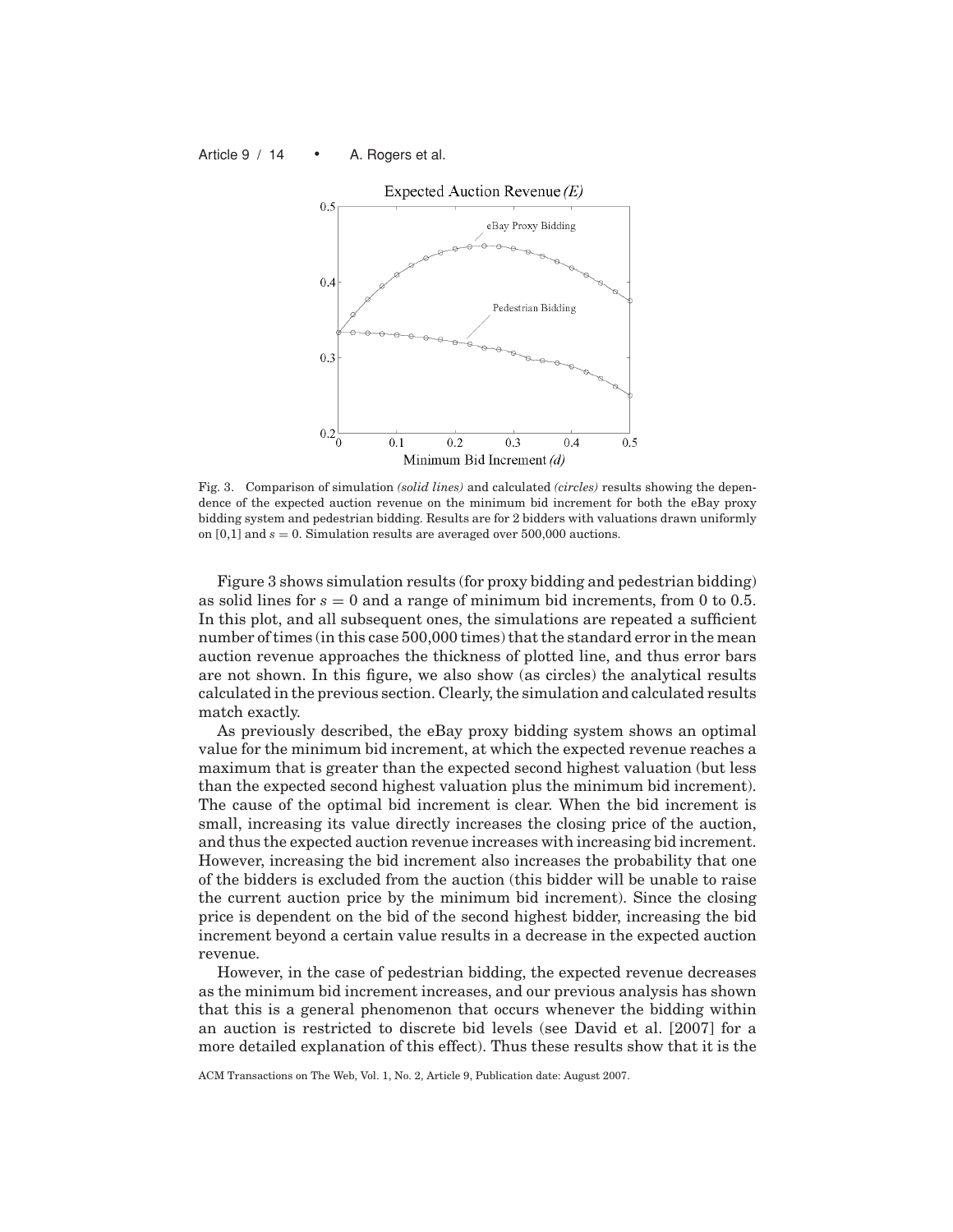Fig. 3. Comparison of simulation *(solid lines)* and calculated *(circles)* results showing the dependence of the expected auction revenue on the minimum bid increment for both the eBay proxy bidding system and pedestrian bidding. Results are for 2 bidders with valuations drawn uniformly on [0,1] and $s = 0$. Simulation results are averaged over 500,000 auctions.

Figure 3 shows simulation results (for proxy bidding and pedestrian bidding) as solid lines for $s = 0$ and a range of minimum bid increments, from 0 to 0.5. In this plot, and all subsequent ones, the simulations are repeated a sufficient number of times (in this case 500,000 times) that the standard error in the mean auction revenue approaches the thickness of plotted line, and thus error bars are not shown. In this figure, we also show (as circles) the analytical results calculated in the previous section. Clearly, the simulation and calculated results match exactly.

As previously described, the eBay proxy bidding system shows an optimal value for the minimum bid increment, at which the expected revenue reaches a maximum that is greater than the expected second highest valuation (but less than the expected second highest valuation plus the minimum bid increment). The cause of the optimal bid increment is clear. When the bid increment is small, increasing its value directly increases the closing price of the auction, and thus the expected auction revenue increases with increasing bid increment. However, increasing the bid increment also increases the probability that one of the bidders is excluded from the auction (this bidder will be unable to raise the current auction price by the minimum bid increment). Since the closing price is dependent on the bid of the second highest bidder, increasing the bid increment beyond a certain value results in a decrease in the expected auction revenue.

However, in the case of pedestrian bidding, the expected revenue decreases as the minimum bid increment increases, and our previous analysis has shown that this is a general phenomenon that occurs whenever the bidding within an auction is restricted to discrete bid levels (see David et al. [2007] for a more detailed explanation of this effect). Thus these results show that it is the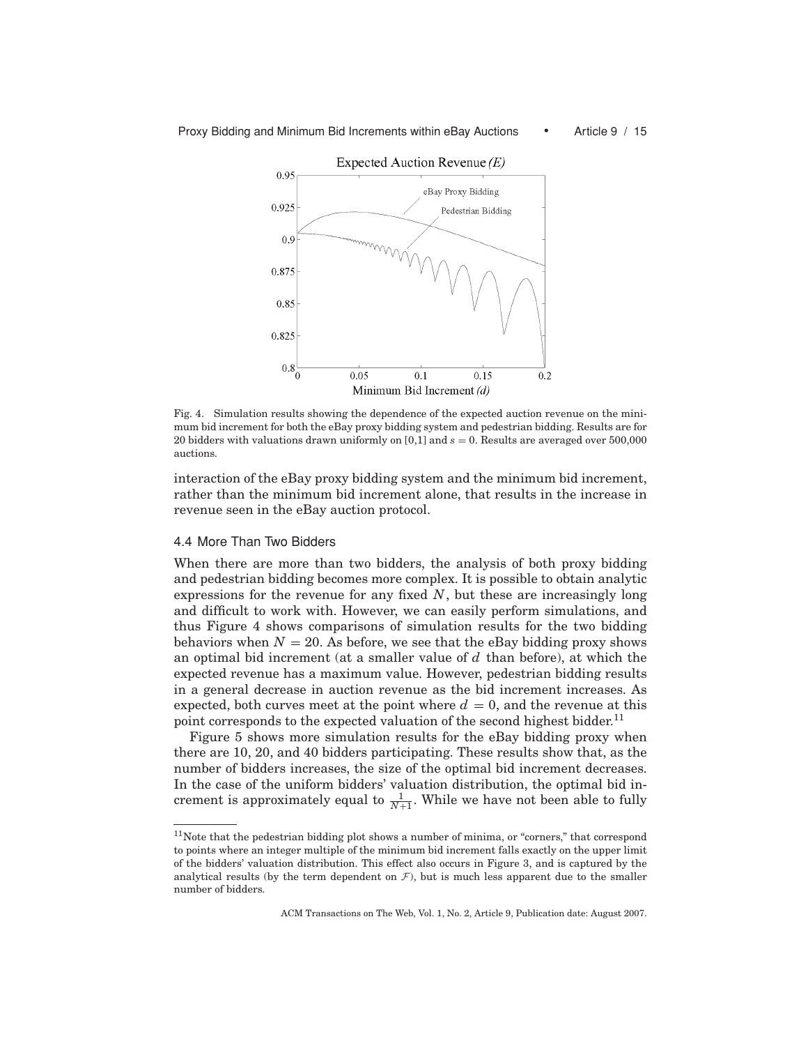Fig. 4. Simulation results showing the dependence of the expected auction revenue on the minimum bid increment for both the eBay proxy bidding system and pedestrian bidding. Results are for 20 bidders with valuations drawn uniformly on [0,1] and $s = 0$. Results are averaged over 500,000 auctions.

interaction of the eBay proxy bidding system and the minimum bid increment, rather than the minimum bid increment alone, that results in the increase in revenue seen in the eBay auction protocol.

### 4.4 More Than Two Bidders

When there are more than two bidders, the analysis of both proxy bidding and pedestrian bidding becomes more complex. It is possible to obtain analytic expressions for the revenue for any fixed $N$, but these are increasingly long and difficult to work with. However, we can easily perform simulations, and thus Figure 4 shows comparisons of simulation results for the two bidding behaviors when $N = 20$. As before, we see that the eBay bidding proxy shows an optimal bid increment (at a smaller value of $d$ than before), at which the expected revenue has a maximum value. However, pedestrian bidding results in a general decrease in auction revenue as the bid increment increases. As expected, both curves meet at the point where $d = 0$, and the revenue at this point corresponds to the expected valuation of the second highest bidder.[11]

Figure 5 shows more simulation results for the eBay bidding proxy when there are 10, 20, and 40 bidders participating. These results show that, as the number of bidders increases, the size of the optimal bid increment decreases. In the case of the uniform bidders' valuation distribution, the optimal bid increment is approximately equal to $\frac{1}{N+1}$. While we have not been able to fully

[11] Note that the pedestrian bidding plot shows a number of minima, or "corners," that correspond to points where an integer multiple of the minimum bid increment falls exactly on the upper limit of the bidders' valuation distribution. This effect also occurs in Figure 3, and is captured by the analytical results (by the term dependent on $\mathcal{F}$), but is much less apparent due to the smaller number of bidders.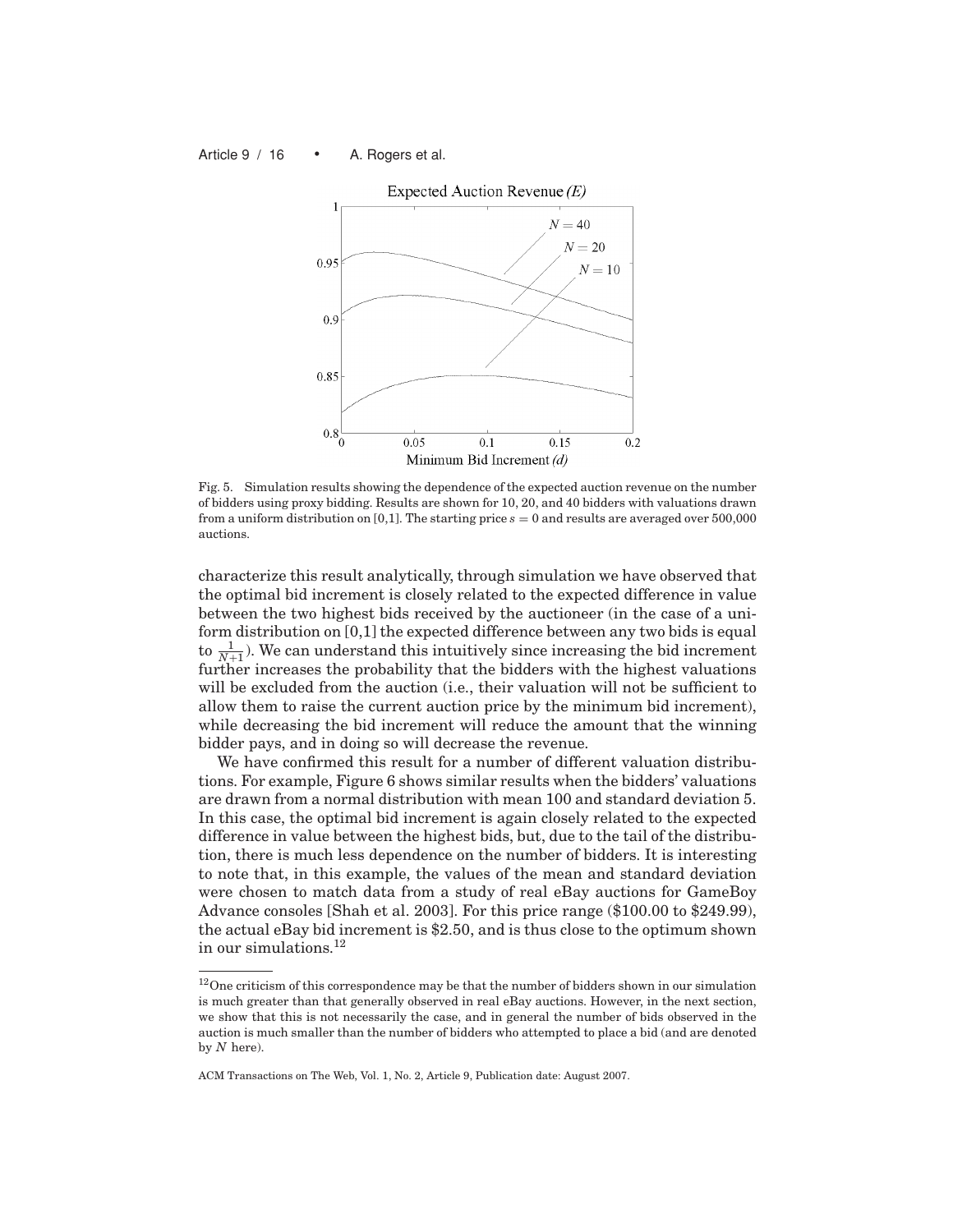Fig. 5. Simulation results showing the dependence of the expected auction revenue on the number of bidders using proxy bidding. Results are shown for 10, 20, and 40 bidders with valuations drawn from a uniform distribution on [0,1]. The starting price $s = 0$ and results are averaged over 500,000 auctions.

characterize this result analytically, through simulation we have observed that the optimal bid increment is closely related to the expected difference in value between the two highest bids received by the auctioneer (in the case of a uniform distribution on [0,1] the expected difference between any two bids is equal to $\frac{1}{N+1}$). We can understand this intuitively since increasing the bid increment further increases the probability that the bidders with the highest valuations will be excluded from the auction (i.e., their valuation will not be sufficient to allow them to raise the current auction price by the minimum bid increment), while decreasing the bid increment will reduce the amount that the winning bidder pays, and in doing so will decrease the revenue.

We have confirmed this result for a number of different valuation distributions. For example, Figure 6 shows similar results when the bidders' valuations are drawn from a normal distribution with mean 100 and standard deviation 5. In this case, the optimal bid increment is again closely related to the expected difference in value between the highest bids, but, due to the tail of the distribution, there is much less dependence on the number of bidders. It is interesting to note that, in this example, the values of the mean and standard deviation were chosen to match data from a study of real eBay auctions for GameBoy Advance consoles [Shah et al. 2003]. For this price range (\$100.00 to \$249.99), the actual eBay bid increment is \$2.50, and is thus close to the optimum shown in our simulations.[12]

[12]One criticism of this correspondence may be that the number of bidders shown in our simulation is much greater than that generally observed in real eBay auctions. However, in the next section, we show that this is not necessarily the case, and in general the number of bids observed in the auction is much smaller than the number of bidders who attempted to place a bid (and are denoted by $N$ here).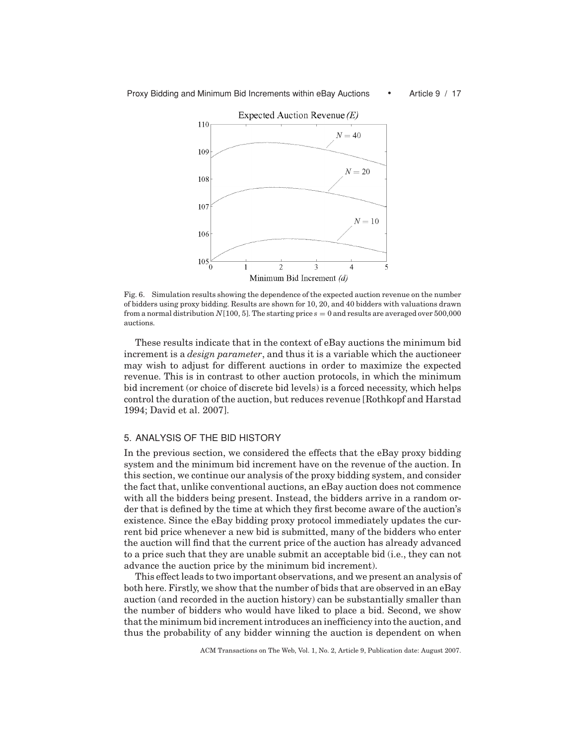Expected Auction Revenue $(E)$

110

109

108

107

106

105

0 1 2 3 4 5

Minimum Bid Increment $(d)$

$N = 40$

$N = 20$

$N = 10$

Fig. 6. Simulation results showing the dependence of the expected auction revenue on the number of bidders using proxy bidding. Results are shown for 10, 20, and 40 bidders with valuations drawn from a normal distribution $N[100, 5]$. The starting price $s = 0$ and results are averaged over 500,000 auctions.

These results indicate that in the context of eBay auctions the minimum bid increment is a *design parameter*, and thus it is a variable which the auctioneer may wish to adjust for different auctions in order to maximize the expected revenue. This is in contrast to other auction protocols, in which the minimum bid increment (or choice of discrete bid levels) is a forced necessity, which helps control the duration of the auction, but reduces revenue [Rothkopf and Harstad 1994; David et al. 2007].

## 5. ANALYSIS OF THE BID HISTORY

In the previous section, we considered the effects that the eBay proxy bidding system and the minimum bid increment have on the revenue of the auction. In this section, we continue our analysis of the proxy bidding system, and consider the fact that, unlike conventional auctions, an eBay auction does not commence with all the bidders being present. Instead, the bidders arrive in a random order that is defined by the time at which they first become aware of the auction's existence. Since the eBay bidding proxy protocol immediately updates the current bid price whenever a new bid is submitted, many of the bidders who enter the auction will find that the current price of the auction has already advanced to a price such that they are unable submit an acceptable bid (i.e., they can not advance the auction price by the minimum bid increment).

This effect leads to two important observations, and we present an analysis of both here. Firstly, we show that the number of bids that are observed in an eBay auction (and recorded in the auction history) can be substantially smaller than the number of bidders who would have liked to place a bid. Second, we show that the minimum bid increment introduces an inefficiency into the auction, and thus the probability of any bidder winning the auction is dependent on when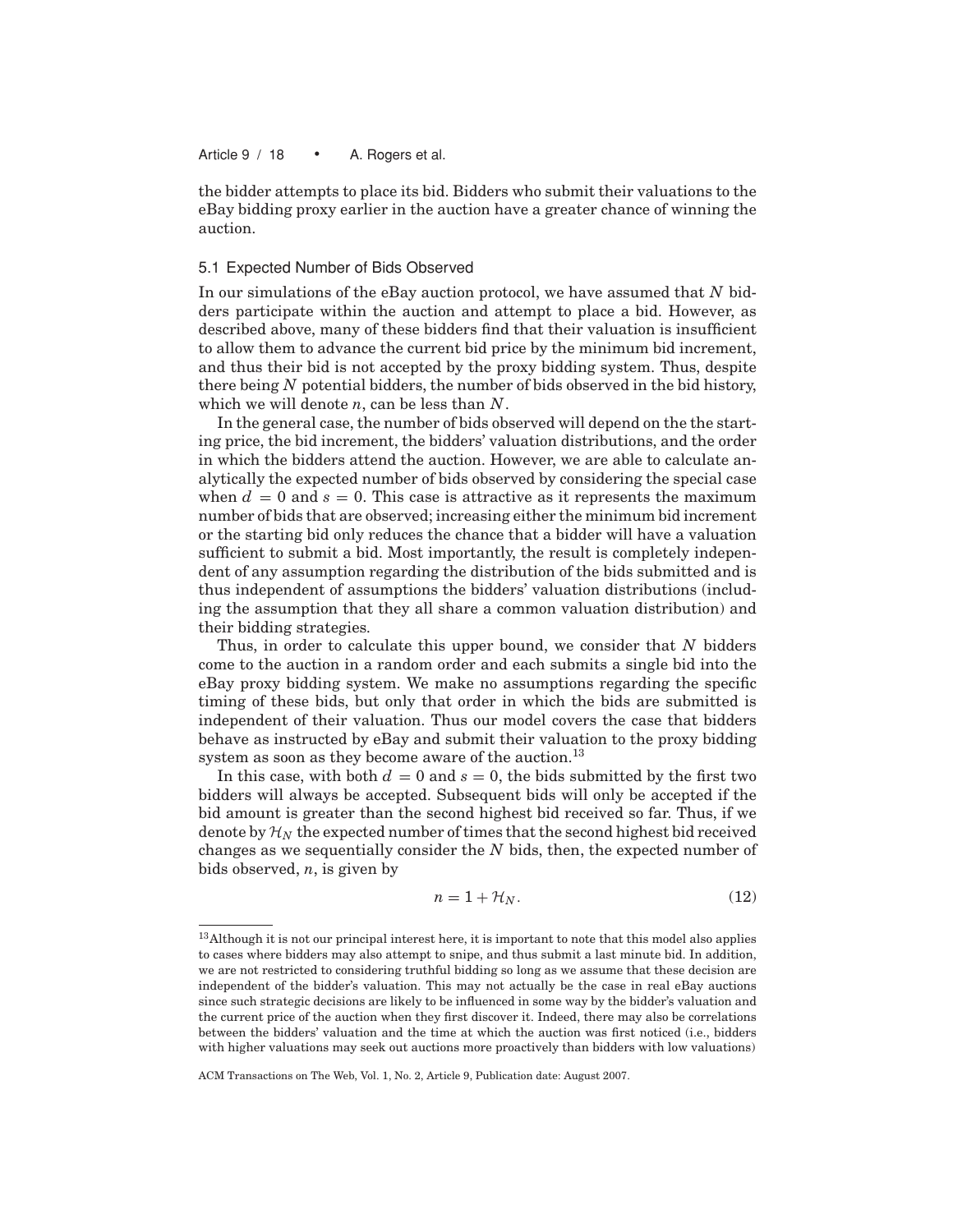the bidder attempts to place its bid. Bidders who submit their valuations to the eBay bidding proxy earlier in the auction have a greater chance of winning the auction.

### 5.1 Expected Number of Bids Observed

In our simulations of the eBay auction protocol, we have assumed that $N$ bidders participate within the auction and attempt to place a bid. However, as described above, many of these bidders find that their valuation is insufficient to allow them to advance the current bid price by the minimum bid increment, and thus their bid is not accepted by the proxy bidding system. Thus, despite there being $N$ potential bidders, the number of bids observed in the bid history, which we will denote $n$, can be less than $N$.

In the general case, the number of bids observed will depend on the the starting price, the bid increment, the bidders' valuation distributions, and the order in which the bidders attend the auction. However, we are able to calculate analytically the expected number of bids observed by considering the special case when $d = 0$ and $s = 0$. This case is attractive as it represents the maximum number of bids that are observed; increasing either the minimum bid increment or the starting bid only reduces the chance that a bidder will have a valuation sufficient to submit a bid. Most importantly, the result is completely independent of any assumption regarding the distribution of the bids submitted and is thus independent of assumptions the bidders' valuation distributions (including the assumption that they all share a common valuation distribution) and their bidding strategies.

Thus, in order to calculate this upper bound, we consider that $N$ bidders come to the auction in a random order and each submits a single bid into the eBay proxy bidding system. We make no assumptions regarding the specific timing of these bids, but only that order in which the bids are submitted is independent of their valuation. Thus our model covers the case that bidders behave as instructed by eBay and submit their valuation to the proxy bidding system as soon as they become aware of the auction.[13]

In this case, with both $d = 0$ and $s = 0$, the bids submitted by the first two bidders will always be accepted. Subsequent bids will only be accepted if the bid amount is greater than the second highest bid received so far. Thus, if we denote by $\mathcal{H}_N$ the expected number of times that the second highest bid received changes as we sequentially consider the $N$ bids, then, the expected number of bids observed, $n$, is given by

$$n = 1 + \mathcal{H}_N. \tag{12}$$

[13] Although it is not our principal interest here, it is important to note that this model also applies to cases where bidders may also attempt to snipe, and thus submit a last minute bid. In addition, we are not restricted to considering truthful bidding so long as we assume that these decision are independent of the bidder's valuation. This may not actually be the case in real eBay auctions since such strategic decisions are likely to be influenced in some way by the bidder's valuation and the current price of the auction when they first discover it. Indeed, there may also be correlations between the bidders' valuation and the time at which the auction was first noticed (i.e., bidders with higher valuations may seek out auctions more proactively than bidders with low valuations)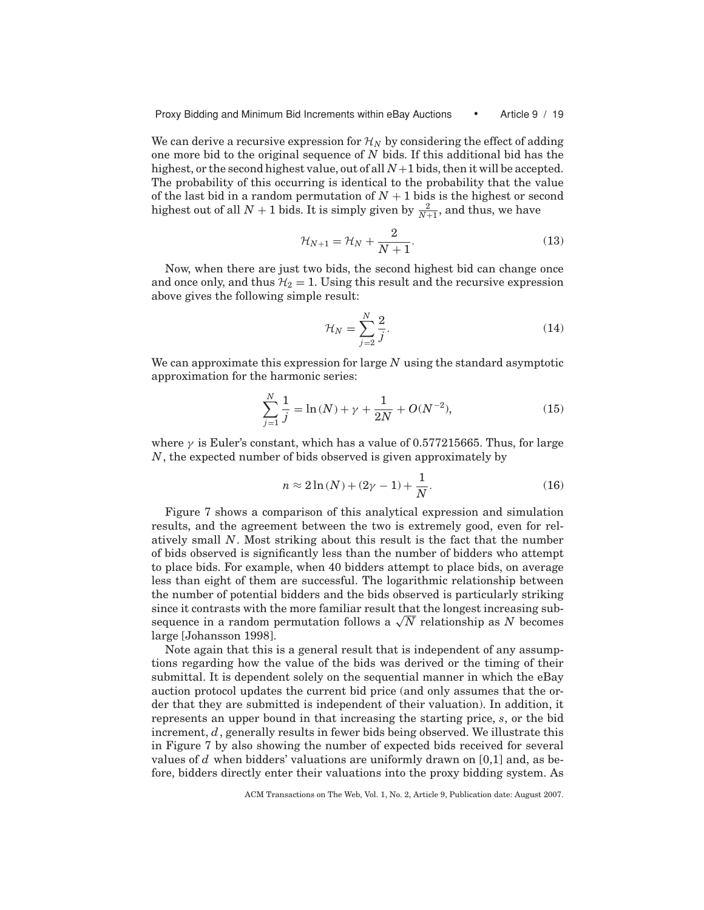We can derive a recursive expression for $\mathcal{H}_N$ by considering the effect of adding one more bid to the original sequence of $N$ bids. If this additional bid has the highest, or the second highest value, out of all $N+1$ bids, then it will be accepted. The probability of this occurring is identical to the probability that the value of the last bid in a random permutation of $N+1$ bids is the highest or second highest out of all $N+1$ bids. It is simply given by $\frac{2}{N+1}$, and thus, we have

$$\mathcal{H}_{N+1} = \mathcal{H}_N + \frac{2}{N+1}. \tag{13}$$

Now, when there are just two bids, the second highest bid can change once and once only, and thus $\mathcal{H}_2 = 1$. Using this result and the recursive expression above gives the following simple result:

$$\mathcal{H}_N = \sum_{j=2}^{N} \frac{2}{j}. \tag{14}$$

We can approximate this expression for large $N$ using the standard asymptotic approximation for the harmonic series:

$$\sum_{j=1}^{N} \frac{1}{j} = \ln(N) + \gamma + \frac{1}{2N} + O(N^{-2}), \tag{15}$$

where $\gamma$ is Euler's constant, which has a value of 0.577215665. Thus, for large $N$, the expected number of bids observed is given approximately by

$$n \approx 2\ln(N) + (2\gamma - 1) + \frac{1}{N}. \tag{16}$$

Figure 7 shows a comparison of this analytical expression and simulation results, and the agreement between the two is extremely good, even for relatively small $N$. Most striking about this result is the fact that the number of bids observed is significantly less than the number of bidders who attempt to place bids. For example, when 40 bidders attempt to place bids, on average less than eight of them are successful. The logarithmic relationship between the number of potential bidders and the bids observed is particularly striking since it contrasts with the more familiar result that the longest increasing subsequence in a random permutation follows a $\sqrt{N}$ relationship as $N$ becomes large [Johansson 1998].

Note again that this is a general result that is independent of any assumptions regarding how the value of the bids was derived or the timing of their submittal. It is dependent solely on the sequential manner in which the eBay auction protocol updates the current bid price (and only assumes that the order that they are submitted is independent of their valuation). In addition, it represents an upper bound in that increasing the starting price, $s$, or the bid increment, $d$, generally results in fewer bids being observed. We illustrate this in Figure 7 by also showing the number of expected bids received for several values of $d$ when bidders' valuations are uniformly drawn on [0,1] and, as before, bidders directly enter their valuations into the proxy bidding system. As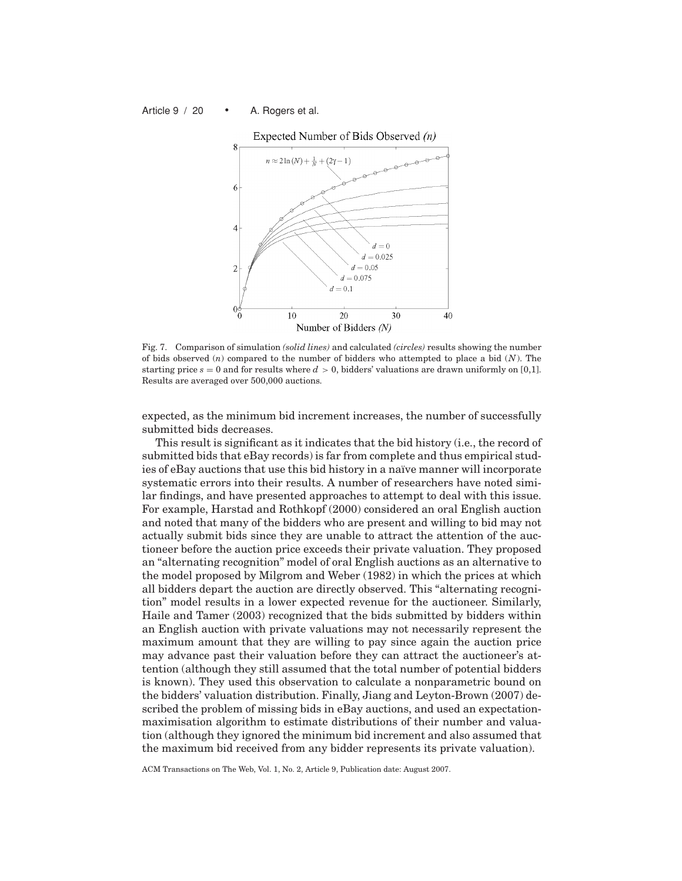Fig. 7. Comparison of simulation *(solid lines)* and calculated *(circles)* results showing the number of bids observed ($n$) compared to the number of bidders who attempted to place a bid ($N$). The starting price $s = 0$ and for results where $d > 0$, bidders' valuations are drawn uniformly on [0,1]. Results are averaged over 500,000 auctions.

expected, as the minimum bid increment increases, the number of successfully submitted bids decreases.

This result is significant as it indicates that the bid history (i.e., the record of submitted bids that eBay records) is far from complete and thus empirical studies of eBay auctions that use this bid history in a naïve manner will incorporate systematic errors into their results. A number of researchers have noted similar findings, and have presented approaches to attempt to deal with this issue. For example, Harstad and Rothkopf (2000) considered an oral English auction and noted that many of the bidders who are present and willing to bid may not actually submit bids since they are unable to attract the attention of the auctioneer before the auction price exceeds their private valuation. They proposed an "alternating recognition" model of oral English auctions as an alternative to the model proposed by Milgrom and Weber (1982) in which the prices at which all bidders depart the auction are directly observed. This "alternating recognition" model results in a lower expected revenue for the auctioneer. Similarly, Haile and Tamer (2003) recognized that the bids submitted by bidders within an English auction with private valuations may not necessarily represent the maximum amount that they are willing to pay since again the auction price may advance past their valuation before they can attract the auctioneer's attention (although they still assumed that the total number of potential bidders is known). They used this observation to calculate a nonparametric bound on the bidders' valuation distribution. Finally, Jiang and Leyton-Brown (2007) described the problem of missing bids in eBay auctions, and used an expectation-maximisation algorithm to estimate distributions of their number and valuation (although they ignored the minimum bid increment and also assumed that the maximum bid received from any bidder represents its private valuation).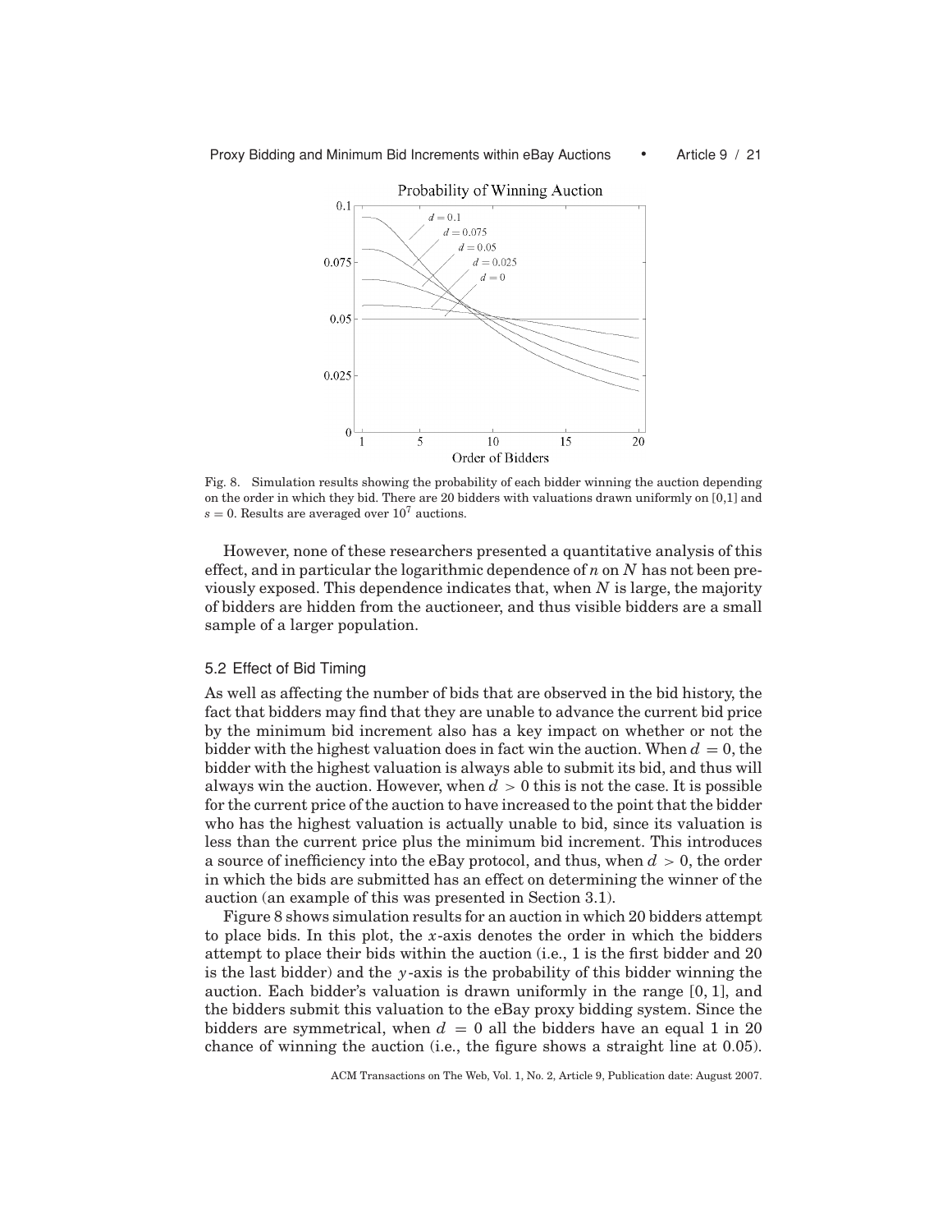Fig. 8. Simulation results showing the probability of each bidder winning the auction depending on the order in which they bid. There are 20 bidders with valuations drawn uniformly on [0,1] and $s = 0$. Results are averaged over $10^7$ auctions.

However, none of these researchers presented a quantitative analysis of this effect, and in particular the logarithmic dependence of $n$ on $N$ has not been previously exposed. This dependence indicates that, when $N$ is large, the majority of bidders are hidden from the auctioneer, and thus visible bidders are a small sample of a larger population.

### 5.2 Effect of Bid Timing

As well as affecting the number of bids that are observed in the bid history, the fact that bidders may find that they are unable to advance the current bid price by the minimum bid increment also has a key impact on whether or not the bidder with the highest valuation does in fact win the auction. When $d = 0$, the bidder with the highest valuation is always able to submit its bid, and thus will always win the auction. However, when $d > 0$ this is not the case. It is possible for the current price of the auction to have increased to the point that the bidder who has the highest valuation is actually unable to bid, since its valuation is less than the current price plus the minimum bid increment. This introduces a source of inefficiency into the eBay protocol, and thus, when $d > 0$, the order in which the bids are submitted has an effect on determining the winner of the auction (an example of this was presented in Section 3.1).

Figure 8 shows simulation results for an auction in which 20 bidders attempt to place bids. In this plot, the $x$-axis denotes the order in which the bidders attempt to place their bids within the auction (i.e., 1 is the first bidder and 20 is the last bidder) and the $y$-axis is the probability of this bidder winning the auction. Each bidder's valuation is drawn uniformly in the range $[0, 1]$, and the bidders submit this valuation to the eBay proxy bidding system. Since the bidders are symmetrical, when $d = 0$ all the bidders have an equal 1 in 20 chance of winning the auction (i.e., the figure shows a straight line at 0.05).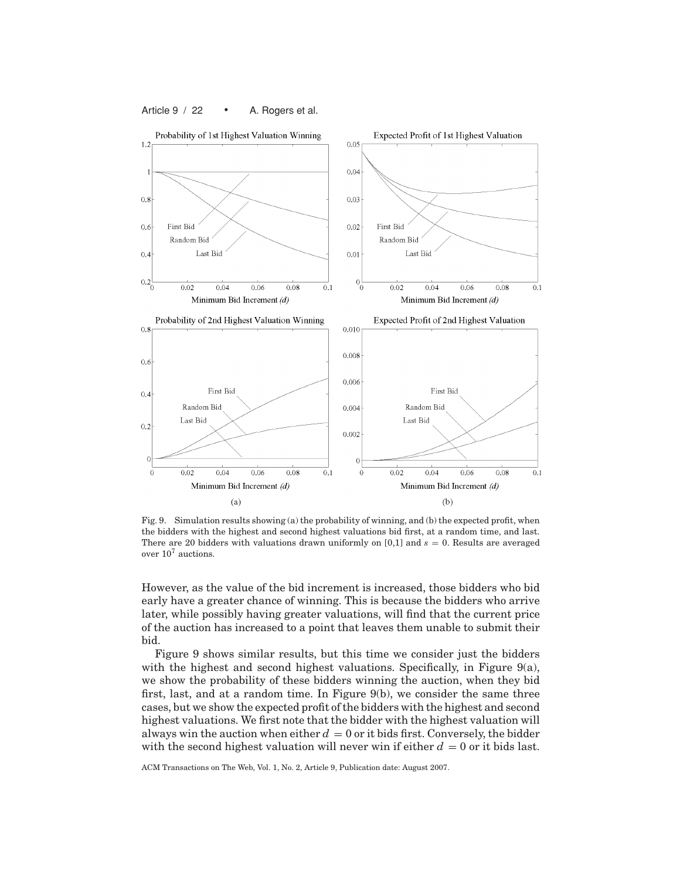Fig. 9. Simulation results showing (a) the probability of winning, and (b) the expected profit, when the bidders with the highest and second highest valuations bid first, at a random time, and last. There are 20 bidders with valuations drawn uniformly on [0,1] and $s = 0$. Results are averaged over $10^7$ auctions.

However, as the value of the bid increment is increased, those bidders who bid early have a greater chance of winning. This is because the bidders who arrive later, while possibly having greater valuations, will find that the current price of the auction has increased to a point that leaves them unable to submit their bid.

Figure 9 shows similar results, but this time we consider just the bidders with the highest and second highest valuations. Specifically, in Figure 9(a), we show the probability of these bidders winning the auction, when they bid first, last, and at a random time. In Figure 9(b), we consider the same three cases, but we show the expected profit of the bidders with the highest and second highest valuations. We first note that the bidder with the highest valuation will always win the auction when either $d = 0$ or it bids first. Conversely, the bidder with the second highest valuation will never win if either $d = 0$ or it bids last.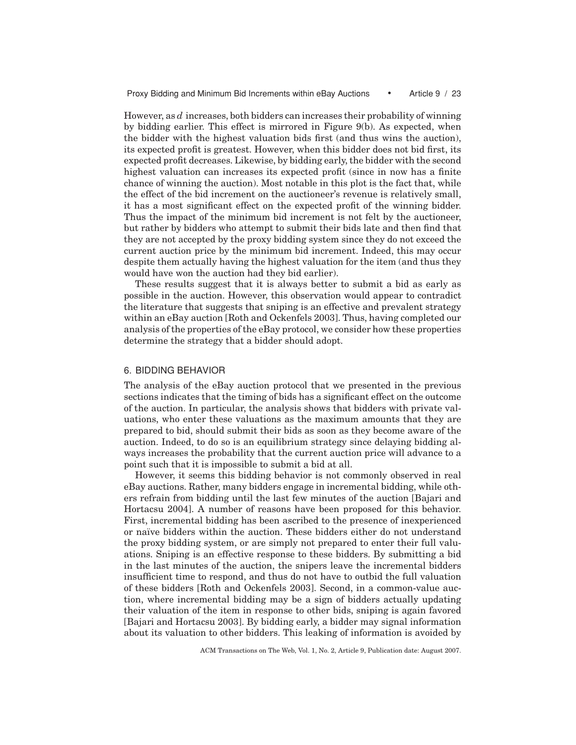However, as $d$ increases, both bidders can increases their probability of winning by bidding earlier. This effect is mirrored in Figure 9(b). As expected, when the bidder with the highest valuation bids first (and thus wins the auction), its expected profit is greatest. However, when this bidder does not bid first, its expected profit decreases. Likewise, by bidding early, the bidder with the second highest valuation can increases its expected profit (since in now has a finite chance of winning the auction). Most notable in this plot is the fact that, while the effect of the bid increment on the auctioneer's revenue is relatively small, it has a most significant effect on the expected profit of the winning bidder. Thus the impact of the minimum bid increment is not felt by the auctioneer, but rather by bidders who attempt to submit their bids late and then find that they are not accepted by the proxy bidding system since they do not exceed the current auction price by the minimum bid increment. Indeed, this may occur despite them actually having the highest valuation for the item (and thus they would have won the auction had they bid earlier).

These results suggest that it is always better to submit a bid as early as possible in the auction. However, this observation would appear to contradict the literature that suggests that sniping is an effective and prevalent strategy within an eBay auction [Roth and Ockenfels 2003]. Thus, having completed our analysis of the properties of the eBay protocol, we consider how these properties determine the strategy that a bidder should adopt.

## 6. BIDDING BEHAVIOR

The analysis of the eBay auction protocol that we presented in the previous sections indicates that the timing of bids has a significant effect on the outcome of the auction. In particular, the analysis shows that bidders with private valuations, who enter these valuations as the maximum amounts that they are prepared to bid, should submit their bids as soon as they become aware of the auction. Indeed, to do so is an equilibrium strategy since delaying bidding always increases the probability that the current auction price will advance to a point such that it is impossible to submit a bid at all.

However, it seems this bidding behavior is not commonly observed in real eBay auctions. Rather, many bidders engage in incremental bidding, while others refrain from bidding until the last few minutes of the auction [Bajari and Hortacsu 2004]. A number of reasons have been proposed for this behavior. First, incremental bidding has been ascribed to the presence of inexperienced or naïve bidders within the auction. These bidders either do not understand the proxy bidding system, or are simply not prepared to enter their full valuations. Sniping is an effective response to these bidders. By submitting a bid in the last minutes of the auction, the snipers leave the incremental bidders insufficient time to respond, and thus do not have to outbid the full valuation of these bidders [Roth and Ockenfels 2003]. Second, in a common-value auction, where incremental bidding may be a sign of bidders actually updating their valuation of the item in response to other bids, sniping is again favored [Bajari and Hortacsu 2003]. By bidding early, a bidder may signal information about its valuation to other bidders. This leaking of information is avoided by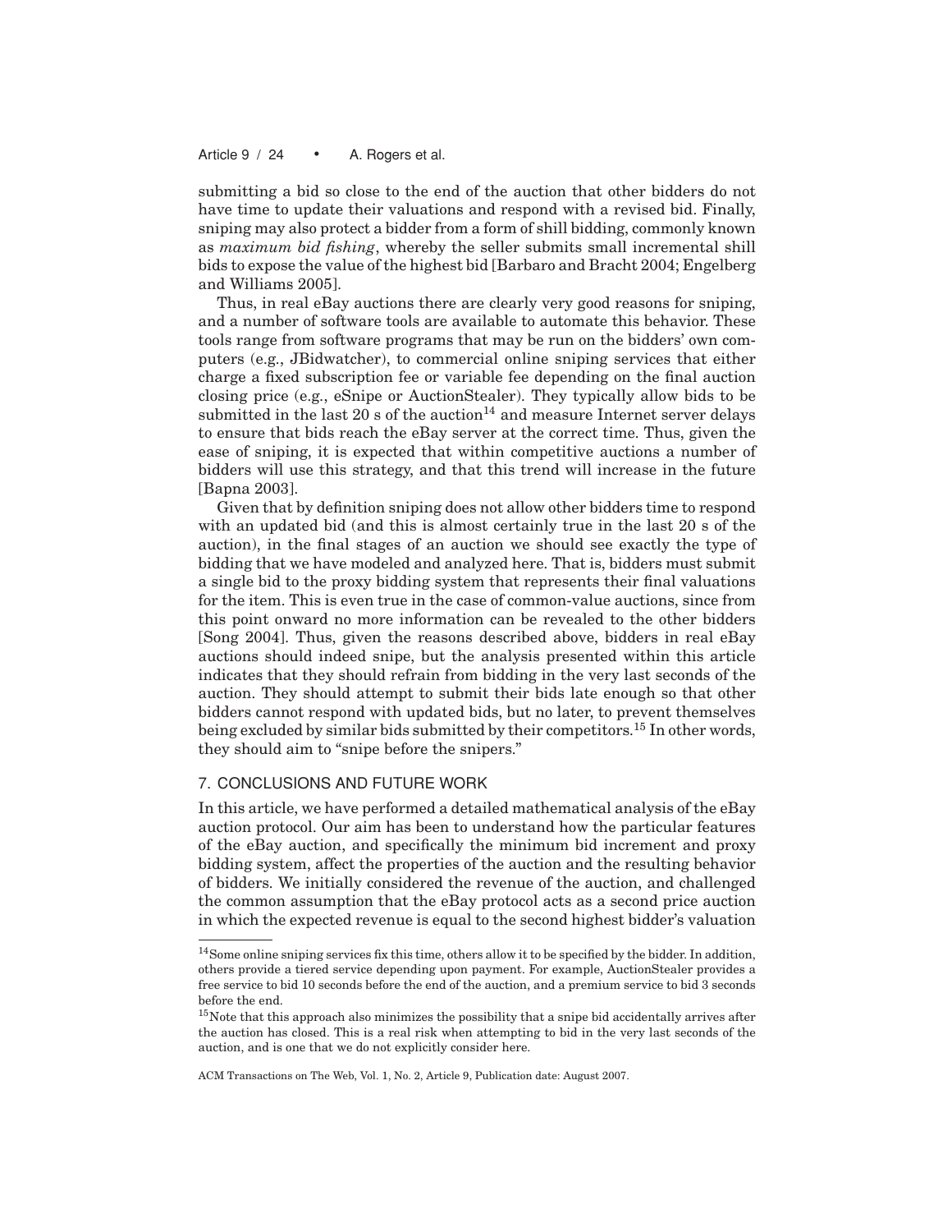submitting a bid so close to the end of the auction that other bidders do not have time to update their valuations and respond with a revised bid. Finally, sniping may also protect a bidder from a form of shill bidding, commonly known as *maximum bid fishing*, whereby the seller submits small incremental shill bids to expose the value of the highest bid [Barbaro and Bracht 2004; Engelberg and Williams 2005].

Thus, in real eBay auctions there are clearly very good reasons for sniping, and a number of software tools are available to automate this behavior. These tools range from software programs that may be run on the bidders' own computers (e.g., JBidwatcher), to commercial online sniping services that either charge a fixed subscription fee or variable fee depending on the final auction closing price (e.g., eSnipe or AuctionStealer). They typically allow bids to be submitted in the last 20 s of the auction[14] and measure Internet server delays to ensure that bids reach the eBay server at the correct time. Thus, given the ease of sniping, it is expected that within competitive auctions a number of bidders will use this strategy, and that this trend will increase in the future [Bapna 2003].

Given that by definition sniping does not allow other bidders time to respond with an updated bid (and this is almost certainly true in the last 20 s of the auction), in the final stages of an auction we should see exactly the type of bidding that we have modeled and analyzed here. That is, bidders must submit a single bid to the proxy bidding system that represents their final valuations for the item. This is even true in the case of common-value auctions, since from this point onward no more information can be revealed to the other bidders [Song 2004]. Thus, given the reasons described above, bidders in real eBay auctions should indeed snipe, but the analysis presented within this article indicates that they should refrain from bidding in the very last seconds of the auction. They should attempt to submit their bids late enough so that other bidders cannot respond with updated bids, but no later, to prevent themselves being excluded by similar bids submitted by their competitors.[15] In other words, they should aim to "snipe before the snipers."

## 7. CONCLUSIONS AND FUTURE WORK

In this article, we have performed a detailed mathematical analysis of the eBay auction protocol. Our aim has been to understand how the particular features of the eBay auction, and specifically the minimum bid increment and proxy bidding system, affect the properties of the auction and the resulting behavior of bidders. We initially considered the revenue of the auction, and challenged the common assumption that the eBay protocol acts as a second price auction in which the expected revenue is equal to the second highest bidder's valuation

---

[14] Some online sniping services fix this time, others allow it to be specified by the bidder. In addition, others provide a tiered service depending upon payment. For example, AuctionStealer provides a free service to bid 10 seconds before the end of the auction, and a premium service to bid 3 seconds before the end.

[15] Note that this approach also minimizes the possibility that a snipe bid accidentally arrives after the auction has closed. This is a real risk when attempting to bid in the very last seconds of the auction, and is one that we do not explicitly consider here.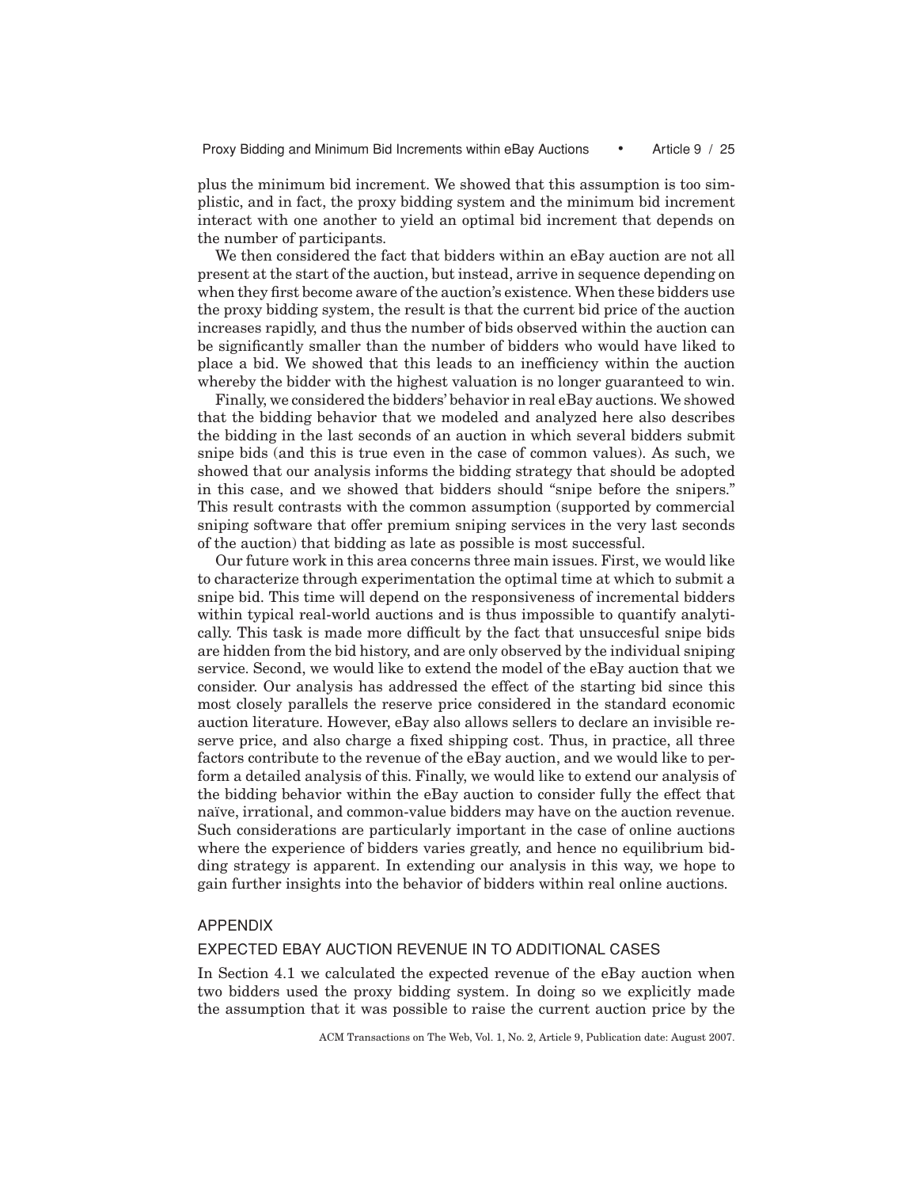plus the minimum bid increment. We showed that this assumption is too simplistic, and in fact, the proxy bidding system and the minimum bid increment interact with one another to yield an optimal bid increment that depends on the number of participants.

We then considered the fact that bidders within an eBay auction are not all present at the start of the auction, but instead, arrive in sequence depending on when they first become aware of the auction's existence. When these bidders use the proxy bidding system, the result is that the current bid price of the auction increases rapidly, and thus the number of bids observed within the auction can be significantly smaller than the number of bidders who would have liked to place a bid. We showed that this leads to an inefficiency within the auction whereby the bidder with the highest valuation is no longer guaranteed to win.

Finally, we considered the bidders' behavior in real eBay auctions. We showed that the bidding behavior that we modeled and analyzed here also describes the bidding in the last seconds of an auction in which several bidders submit snipe bids (and this is true even in the case of common values). As such, we showed that our analysis informs the bidding strategy that should be adopted in this case, and we showed that bidders should "snipe before the snipers." This result contrasts with the common assumption (supported by commercial sniping software that offer premium sniping services in the very last seconds of the auction) that bidding as late as possible is most successful.

Our future work in this area concerns three main issues. First, we would like to characterize through experimentation the optimal time at which to submit a snipe bid. This time will depend on the responsiveness of incremental bidders within typical real-world auctions and is thus impossible to quantify analytically. This task is made more difficult by the fact that unsuccesful snipe bids are hidden from the bid history, and are only observed by the individual sniping service. Second, we would like to extend the model of the eBay auction that we consider. Our analysis has addressed the effect of the starting bid since this most closely parallels the reserve price considered in the standard economic auction literature. However, eBay also allows sellers to declare an invisible reserve price, and also charge a fixed shipping cost. Thus, in practice, all three factors contribute to the revenue of the eBay auction, and we would like to perform a detailed analysis of this. Finally, we would like to extend our analysis of the bidding behavior within the eBay auction to consider fully the effect that naïve, irrational, and common-value bidders may have on the auction revenue. Such considerations are particularly important in the case of online auctions where the experience of bidders varies greatly, and hence no equilibrium bidding strategy is apparent. In extending our analysis in this way, we hope to gain further insights into the behavior of bidders within real online auctions.

## APPENDIX

### EXPECTED EBAY AUCTION REVENUE IN TO ADDITIONAL CASES

In Section 4.1 we calculated the expected revenue of the eBay auction when two bidders used the proxy bidding system. In doing so we explicitly made the assumption that it was possible to raise the current auction price by the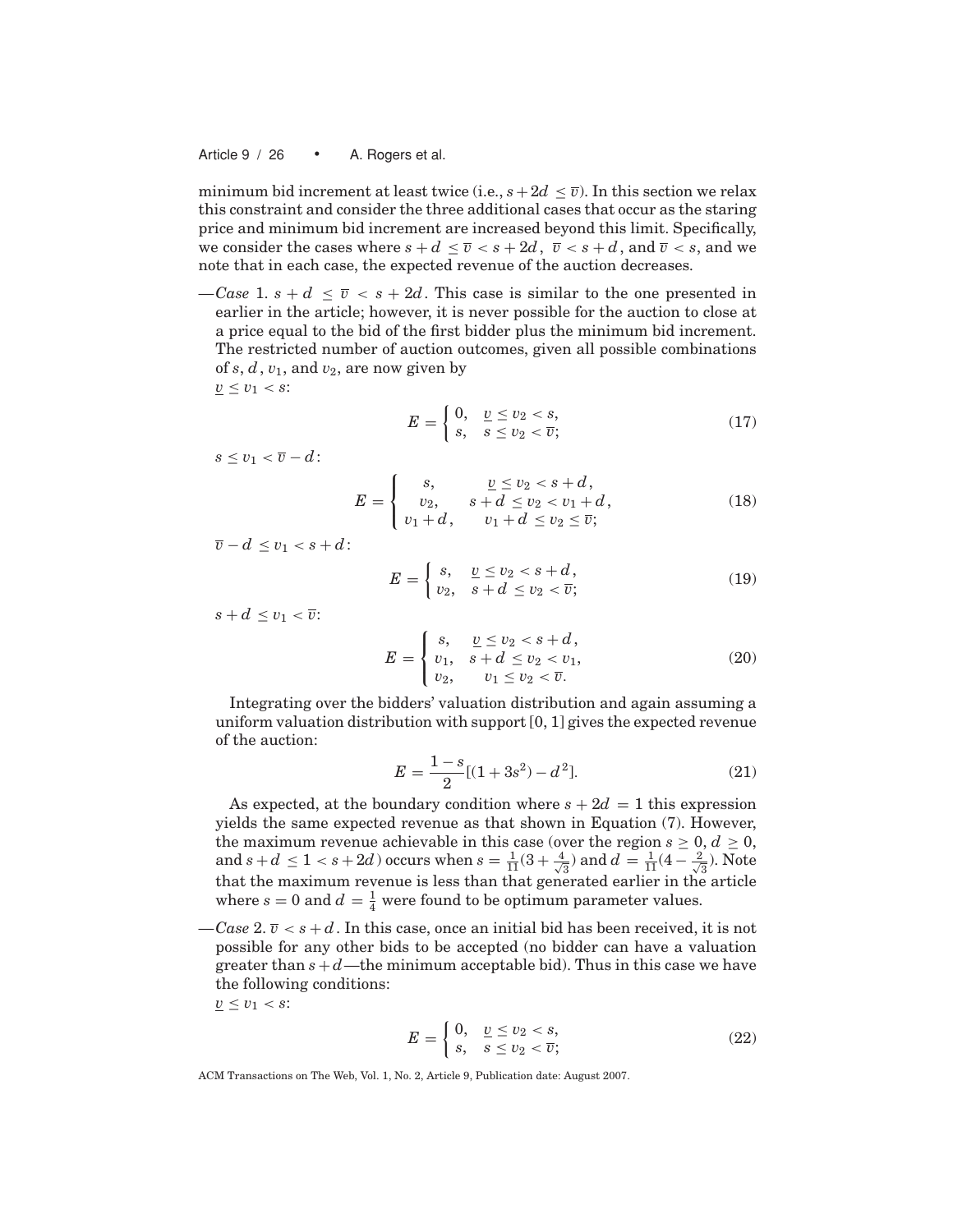minimum bid increment at least twice (i.e., $s + 2d \leq \overline{v}$). In this section we relax this constraint and consider the three additional cases that occur as the staring price and minimum bid increment are increased beyond this limit. Specifically, we consider the cases where $s + d \leq \overline{v} < s + 2d$, $\overline{v} < s + d$, and $\overline{v} < s$, and we note that in each case, the expected revenue of the auction decreases.

—*Case* 1. $s + d \leq \overline{v} < s + 2d$. This case is similar to the one presented in earlier in the article; however, it is never possible for the auction to close at a price equal to the bid of the first bidder plus the minimum bid increment. The restricted number of auction outcomes, given all possible combinations of $s$, $d$, $v_1$, and $v_2$, are now given by

$\underline{v} \leq v_1 < s$:

$$E = \begin{cases} 0, & \underline{v} \leq v_2 < s, \\ s, & s \leq v_2 < \overline{v}; \end{cases} \tag{17}$$

$s \leq v_1 < \overline{v} - d$:

$$E = \begin{cases} s, & \underline{v} \leq v_2 < s + d, \\ v_2, & s + d \leq v_2 < v_1 + d, \\ v_1 + d, & v_1 + d \leq v_2 \leq \overline{v}; \end{cases} \tag{18}$$

$\overline{v} - d \leq v_1 < s + d$:

$$E = \begin{cases} s, & \underline{v} \leq v_2 < s + d, \\ v_2, & s + d \leq v_2 < \overline{v}; \end{cases} \tag{19}$$

$s + d \leq v_1 < \overline{v}$:

$$E = \begin{cases} s, & \underline{v} \leq v_2 < s + d, \\ v_1, & s + d \leq v_2 < v_1, \\ v_2, & v_1 \leq v_2 < \overline{v}. \end{cases} \tag{20}$$

Integrating over the bidders' valuation distribution and again assuming a uniform valuation distribution with support [0, 1] gives the expected revenue of the auction:

$$E = \frac{1 - s}{2}[(1 + 3s^2) - d^2]. \tag{21}$$

As expected, at the boundary condition where $s + 2d = 1$ this expression yields the same expected revenue as that shown in Equation (7). However, the maximum revenue achievable in this case (over the region $s \geq 0$, $d \geq 0$, and $s + d \leq 1 < s + 2d$) occurs when $s = \frac{1}{11}(3 + \frac{4}{\sqrt{3}})$ and $d = \frac{1}{11}(4 - \frac{2}{\sqrt{3}})$. Note that the maximum revenue is less than that generated earlier in the article where $s = 0$ and $d = \frac{1}{4}$ were found to be optimum parameter values.

—*Case* 2. $\overline{v} < s + d$. In this case, once an initial bid has been received, it is not possible for any other bids to be accepted (no bidder can have a valuation greater than $s + d$—the minimum acceptable bid). Thus in this case we have the following conditions:

$\underline{v} \leq v_1 < s$:

$$E = \begin{cases} 0, & \underline{v} \leq v_2 < s, \\ s, & s \leq v_2 < \overline{v}; \end{cases} \tag{22}$$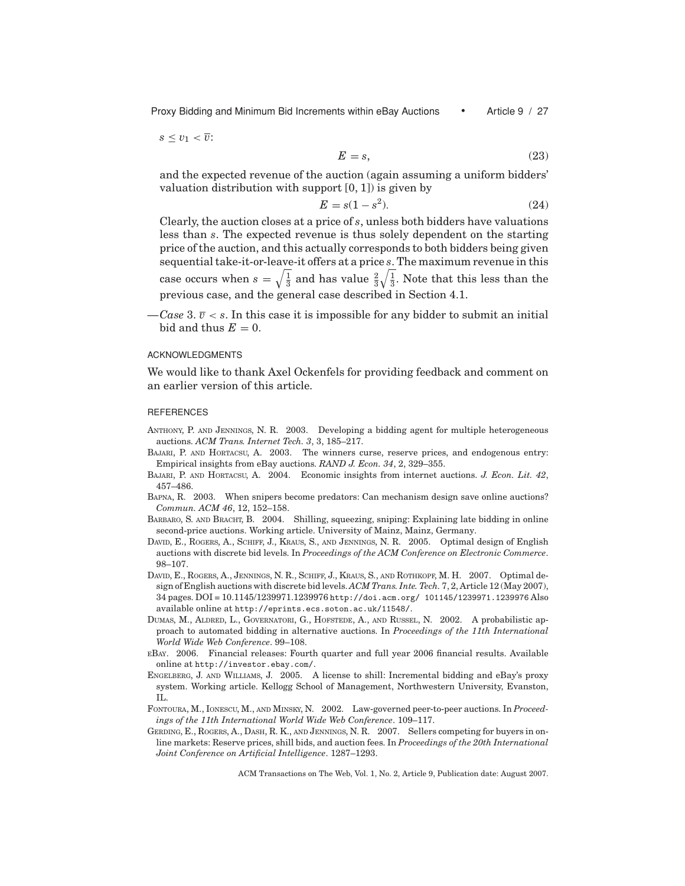$s \leq v_1 < \overline{v}$:

$$E = s, \tag{23}$$

and the expected revenue of the auction (again assuming a uniform bidders' valuation distribution with support [0, 1]) is given by

$$E = s(1 - s^2). \tag{24}$$

Clearly, the auction closes at a price of $s$, unless both bidders have valuations less than $s$. The expected revenue is thus solely dependent on the starting price of the auction, and this actually corresponds to both bidders being given sequential take-it-or-leave-it offers at a price $s$. The maximum revenue in this case occurs when $s = \sqrt{\frac{1}{3}}$ and has value $\frac{2}{3}\sqrt{\frac{1}{3}}$. Note that this less than the previous case, and the general case described in Section 4.1.

—*Case* 3. $\overline{v} < s$. In this case it is impossible for any bidder to submit an initial bid and thus $E = 0$.

## ACKNOWLEDGMENTS

We would like to thank Axel Ockenfels for providing feedback and comment on an earlier version of this article.

## REFERENCES

Anthony, P. and Jennings, N. R. 2003. Developing a bidding agent for multiple heterogeneous auctions. *ACM Trans. Internet Tech. 3*, 3, 185–217.

Bajari, P. and Hortacsu, A. 2003. The winners curse, reserve prices, and endogenous entry: Empirical insights from eBay auctions. *RAND J. Econ. 34*, 2, 329–355.

Bajari, P. and Hortacsu, A. 2004. Economic insights from internet auctions. *J. Econ. Lit. 42*, 457–486.

Bapna, R. 2003. When snipers become predators: Can mechanism design save online auctions? *Commun. ACM 46*, 12, 152–158.

Barbaro, S. and Bracht, B. 2004. Shilling, squeezing, sniping: Explaining late bidding in online second-price auctions. Working article. University of Mainz, Mainz, Germany.

David, E., Rogers, A., Schiff, J., Kraus, S., and Jennings, N. R. 2005. Optimal design of English auctions with discrete bid levels. In *Proceedings of the ACM Conference on Electronic Commerce*. 98–107.

David, E., Rogers, A., Jennings, N. R., Schiff, J., Kraus, S., and Rothkopf, M. H. 2007. Optimal design of English auctions with discrete bid levels. *ACM Trans. Inte. Tech.* 7, 2, Article 12 (May 2007), 34 pages. DOI = 10.1145/1239971.1239976 http://doi.acm.org/ 101145/1239971.1239976 Also available online at http://eprints.ecs.soton.ac.uk/11548/.

Dumas, M., Aldred, L., Governatori, G., Hofstede, A., and Russel, N. 2002. A probabilistic approach to automated bidding in alternative auctions. In *Proceedings of the 11th International World Wide Web Conference*. 99–108.

eBay. 2006. Financial releases: Fourth quarter and full year 2006 financial results. Available online at http://investor.ebay.com/.

Engelberg, J. and Williams, J. 2005. A license to shill: Incremental bidding and eBay's proxy system. Working article. Kellogg School of Management, Northwestern University, Evanston, IL.

Fontoura, M., Ionescu, M., and Minsky, N. 2002. Law-governed peer-to-peer auctions. In *Proceedings of the 11th International World Wide Web Conference*. 109–117.

Gerding, E., Rogers, A., Dash, R. K., and Jennings, N. R. 2007. Sellers competing for buyers in online markets: Reserve prices, shill bids, and auction fees. In *Proceedings of the 20th International Joint Conference on Artificial Intelligence*. 1287–1293.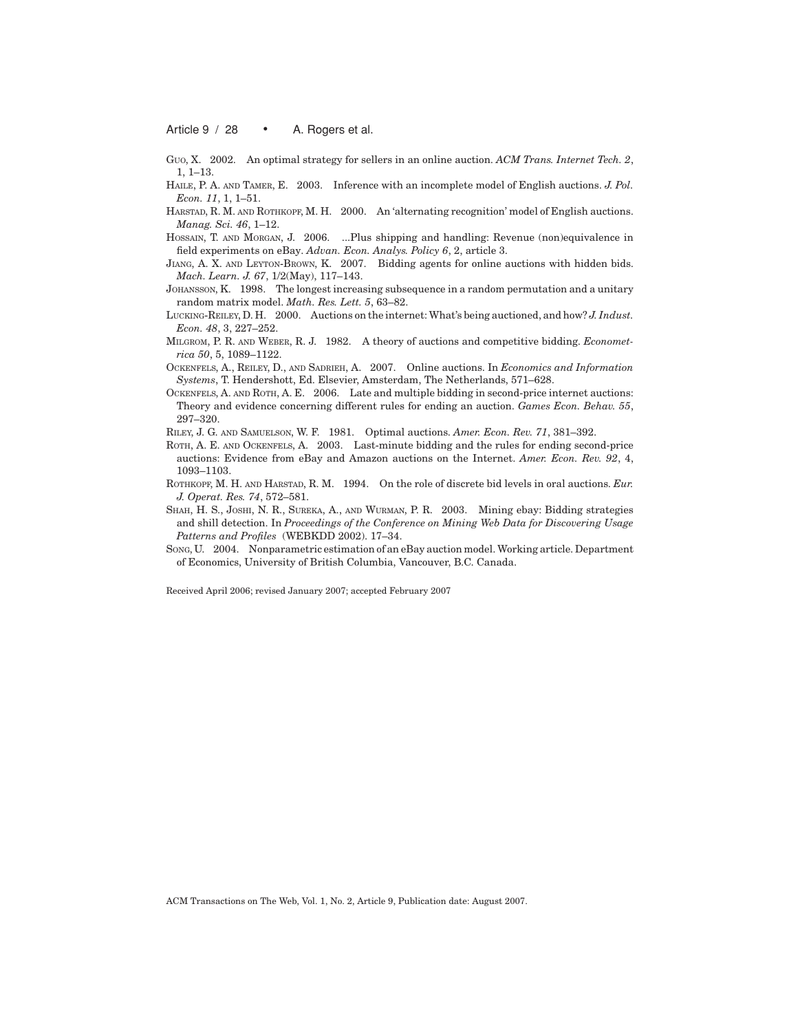Guo, X. 2002. An optimal strategy for sellers in an online auction. *ACM Trans. Internet Tech. 2*, 1, 1–13.

Haile, P. A. and Tamer, E. 2003. Inference with an incomplete model of English auctions. *J. Pol. Econ. 11*, 1, 1–51.

Harstad, R. M. and Rothkopf, M. H. 2000. An 'alternating recognition' model of English auctions. *Manag. Sci. 46*, 1–12.

Hossain, T. and Morgan, J. 2006. ...Plus shipping and handling: Revenue (non)equivalence in field experiments on eBay. *Advan. Econ. Analys. Policy 6*, 2, article 3.

Jiang, A. X. and Leyton-Brown, K. 2007. Bidding agents for online auctions with hidden bids. *Mach. Learn. J. 67*, 1/2(May), 117–143.

Johansson, K. 1998. The longest increasing subsequence in a random permutation and a unitary random matrix model. *Math. Res. Lett. 5*, 63–82.

Lucking-Reiley, D. H. 2000. Auctions on the internet: What's being auctioned, and how? *J. Indust. Econ. 48*, 3, 227–252.

Milgrom, P. R. and Weber, R. J. 1982. A theory of auctions and competitive bidding. *Econometrica 50*, 5, 1089–1122.

Ockenfels, A., Reiley, D., and Sadrieh, A. 2007. Online auctions. In *Economics and Information Systems*, T. Hendershott, Ed. Elsevier, Amsterdam, The Netherlands, 571–628.

Ockenfels, A. and Roth, A. E. 2006. Late and multiple bidding in second-price internet auctions: Theory and evidence concerning different rules for ending an auction. *Games Econ. Behav. 55*, 297–320.

Riley, J. G. and Samuelson, W. F. 1981. Optimal auctions. *Amer. Econ. Rev. 71*, 381–392.

Roth, A. E. and Ockenfels, A. 2003. Last-minute bidding and the rules for ending second-price auctions: Evidence from eBay and Amazon auctions on the Internet. *Amer. Econ. Rev. 92*, 4, 1093–1103.

Rothkopf, M. H. and Harstad, R. M. 1994. On the role of discrete bid levels in oral auctions. *Eur. J. Operat. Res. 74*, 572–581.

Shah, H. S., Joshi, N. R., Sureka, A., and Wurman, P. R. 2003. Mining ebay: Bidding strategies and shill detection. In *Proceedings of the Conference on Mining Web Data for Discovering Usage Patterns and Profiles* (WEBKDD 2002). 17–34.

Song, U. 2004. Nonparametric estimation of an eBay auction model. Working article. Department of Economics, University of British Columbia, Vancouver, B.C. Canada.

Received April 2006; revised January 2007; accepted February 2007